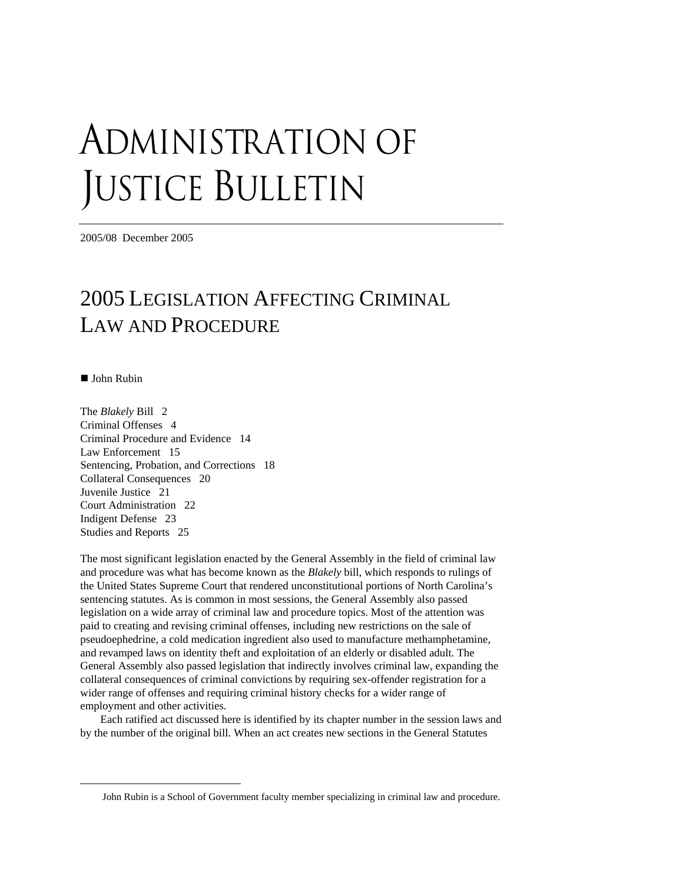# Administration of Justice Bulletin

2005/08 December 2005

## 2005 Legislation Affecting Criminal Law and Procedure

■ John Rubin

The *Blakely* Bill 2
Criminal Offenses 4
Criminal Procedure and Evidence 14
Law Enforcement 15
Sentencing, Probation, and Corrections 18
Collateral Consequences 20
Juvenile Justice 21
Court Administration 22
Indigent Defense 23
Studies and Reports 25

The most significant legislation enacted by the General Assembly in the field of criminal law and procedure was what has become known as the *Blakely* bill, which responds to rulings of the United States Supreme Court that rendered unconstitutional portions of North Carolina's sentencing statutes. As is common in most sessions, the General Assembly also passed legislation on a wide array of criminal law and procedure topics. Most of the attention was paid to creating and revising criminal offenses, including new restrictions on the sale of pseudoephedrine, a cold medication ingredient also used to manufacture methamphetamine, and revamped laws on identity theft and exploitation of an elderly or disabled adult. The General Assembly also passed legislation that indirectly involves criminal law, expanding the collateral consequences of criminal convictions by requiring sex-offender registration for a wider range of offenses and requiring criminal history checks for a wider range of employment and other activities.

Each ratified act discussed here is identified by its chapter number in the session laws and by the number of the original bill. When an act creates new sections in the General Statutes

---

John Rubin is a School of Government faculty member specializing in criminal law and procedure.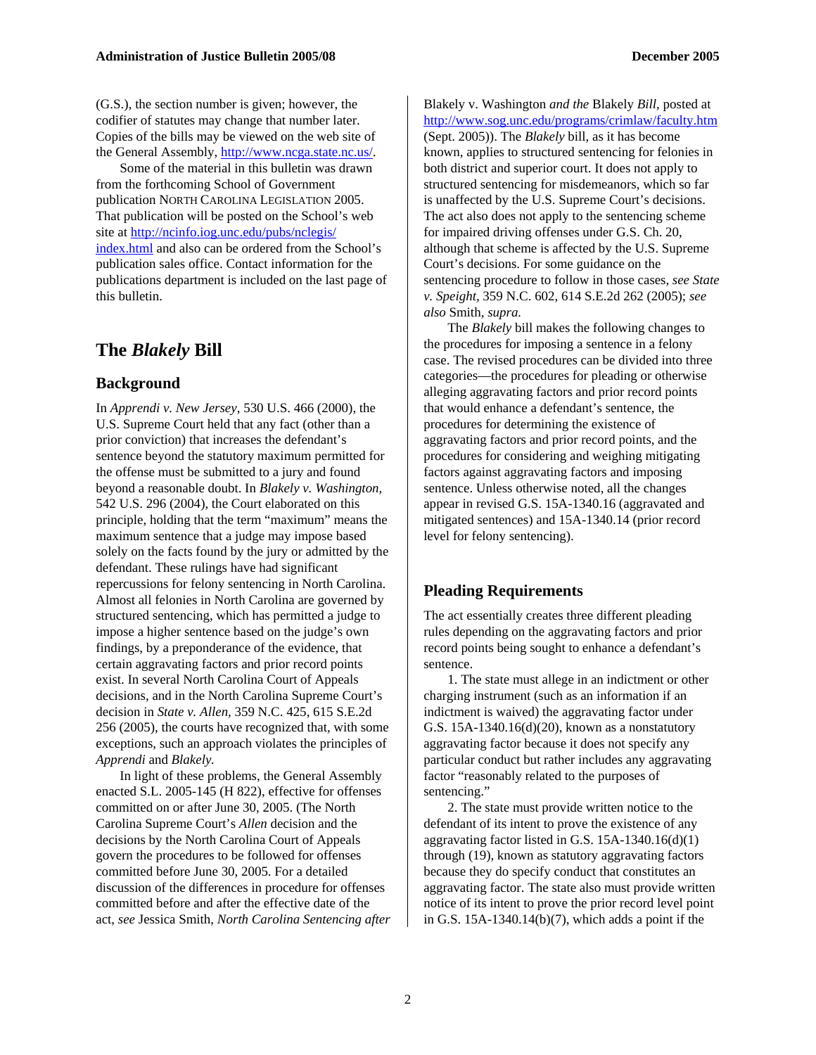(G.S.), the section number is given; however, the codifier of statutes may change that number later. Copies of the bills may be viewed on the web site of the General Assembly, http://www.ncga.state.nc.us/.

Some of the material in this bulletin was drawn from the forthcoming School of Government publication NORTH CAROLINA LEGISLATION 2005. That publication will be posted on the School's web site at http://ncinfo.iog.unc.edu/pubs/nclegis/index.html and also can be ordered from the School's publication sales office. Contact information for the publications department is included on the last page of this bulletin.

## The *Blakely* Bill

### Background

In *Apprendi v. New Jersey*, 530 U.S. 466 (2000), the U.S. Supreme Court held that any fact (other than a prior conviction) that increases the defendant's sentence beyond the statutory maximum permitted for the offense must be submitted to a jury and found beyond a reasonable doubt. In *Blakely v. Washington*, 542 U.S. 296 (2004), the Court elaborated on this principle, holding that the term "maximum" means the maximum sentence that a judge may impose based solely on the facts found by the jury or admitted by the defendant. These rulings have had significant repercussions for felony sentencing in North Carolina. Almost all felonies in North Carolina are governed by structured sentencing, which has permitted a judge to impose a higher sentence based on the judge's own findings, by a preponderance of the evidence, that certain aggravating factors and prior record points exist. In several North Carolina Court of Appeals decisions, and in the North Carolina Supreme Court's decision in *State v. Allen*, 359 N.C. 425, 615 S.E.2d 256 (2005), the courts have recognized that, with some exceptions, such an approach violates the principles of *Apprendi* and *Blakely*.

In light of these problems, the General Assembly enacted S.L. 2005-145 (H 822), effective for offenses committed on or after June 30, 2005. (The North Carolina Supreme Court's *Allen* decision and the decisions by the North Carolina Court of Appeals govern the procedures to be followed for offenses committed before June 30, 2005. For a detailed discussion of the differences in procedure for offenses committed before and after the effective date of the act, *see* Jessica Smith, *North Carolina Sentencing after* Blakely v. Washington *and the* Blakely *Bill*, posted at http://www.sog.unc.edu/programs/crimlaw/faculty.htm (Sept. 2005)). The *Blakely* bill, as it has become known, applies to structured sentencing for felonies in both district and superior court. It does not apply to structured sentencing for misdemeanors, which so far is unaffected by the U.S. Supreme Court's decisions. The act also does not apply to the sentencing scheme for impaired driving offenses under G.S. Ch. 20, although that scheme is affected by the U.S. Supreme Court's decisions. For some guidance on the sentencing procedure to follow in those cases, *see State v. Speight*, 359 N.C. 602, 614 S.E.2d 262 (2005); *see also* Smith, *supra.*

The *Blakely* bill makes the following changes to the procedures for imposing a sentence in a felony case. The revised procedures can be divided into three categories—the procedures for pleading or otherwise alleging aggravating factors and prior record points that would enhance a defendant's sentence, the procedures for determining the existence of aggravating factors and prior record points, and the procedures for considering and weighing mitigating factors against aggravating factors and imposing sentence. Unless otherwise noted, all the changes appear in revised G.S. 15A-1340.16 (aggravated and mitigated sentences) and 15A-1340.14 (prior record level for felony sentencing).

### Pleading Requirements

The act essentially creates three different pleading rules depending on the aggravating factors and prior record points being sought to enhance a defendant's sentence.

1. The state must allege in an indictment or other charging instrument (such as an information if an indictment is waived) the aggravating factor under G.S. 15A-1340.16(d)(20), known as a nonstatutory aggravating factor because it does not specify any particular conduct but rather includes any aggravating factor "reasonably related to the purposes of sentencing."

2. The state must provide written notice to the defendant of its intent to prove the existence of any aggravating factor listed in G.S. 15A-1340.16(d)(1) through (19), known as statutory aggravating factors because they do specify conduct that constitutes an aggravating factor. The state also must provide written notice of its intent to prove the prior record level point in G.S. 15A-1340.14(b)(7), which adds a point if the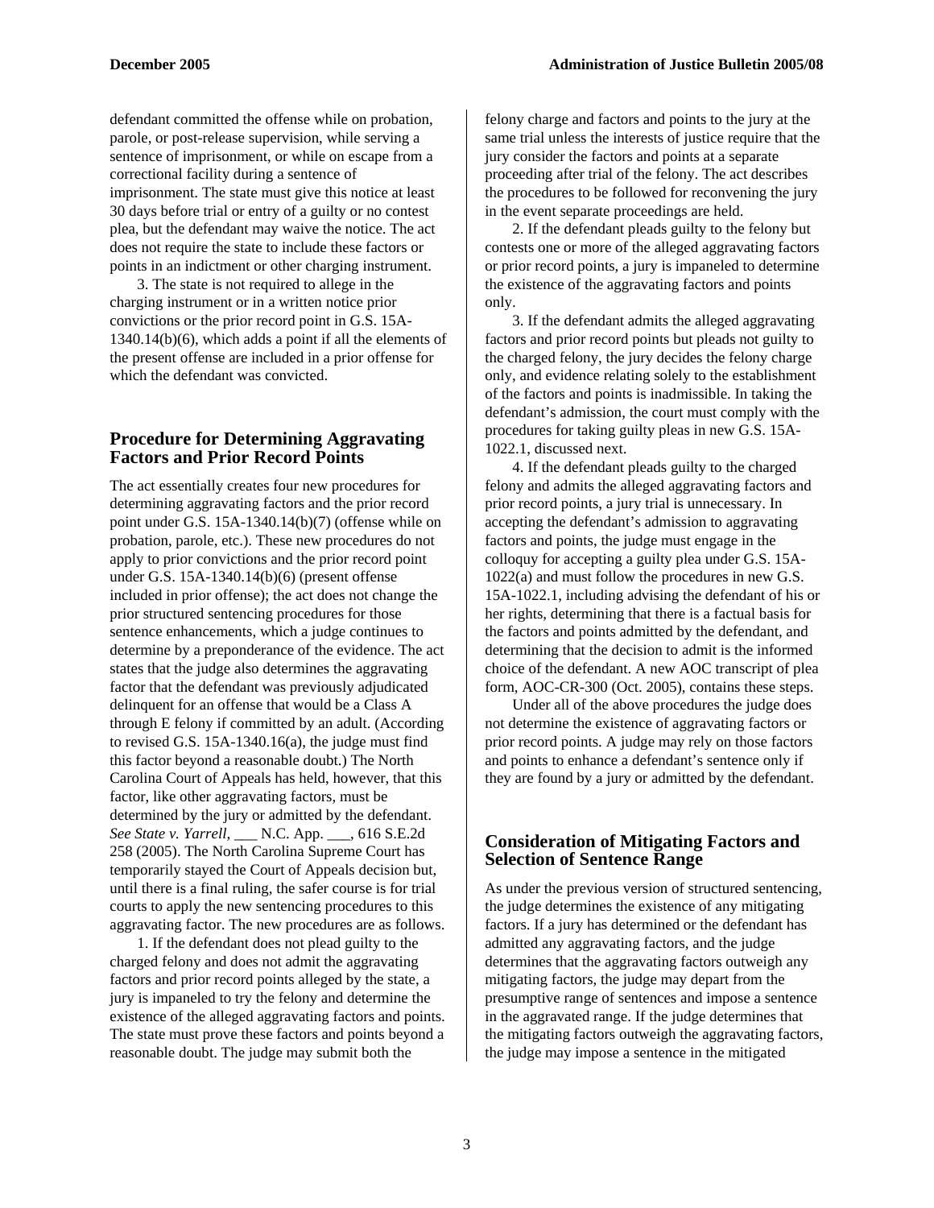defendant committed the offense while on probation, parole, or post-release supervision, while serving a sentence of imprisonment, or while on escape from a correctional facility during a sentence of imprisonment. The state must give this notice at least 30 days before trial or entry of a guilty or no contest plea, but the defendant may waive the notice. The act does not require the state to include these factors or points in an indictment or other charging instrument.

3. The state is not required to allege in the charging instrument or in a written notice prior convictions or the prior record point in G.S. 15A-1340.14(b)(6), which adds a point if all the elements of the present offense are included in a prior offense for which the defendant was convicted.

## Procedure for Determining Aggravating Factors and Prior Record Points

The act essentially creates four new procedures for determining aggravating factors and the prior record point under G.S. 15A-1340.14(b)(7) (offense while on probation, parole, etc.). These new procedures do not apply to prior convictions and the prior record point under G.S. 15A-1340.14(b)(6) (present offense included in prior offense); the act does not change the prior structured sentencing procedures for those sentence enhancements, which a judge continues to determine by a preponderance of the evidence. The act states that the judge also determines the aggravating factor that the defendant was previously adjudicated delinquent for an offense that would be a Class A through E felony if committed by an adult. (According to revised G.S. 15A-1340.16(a), the judge must find this factor beyond a reasonable doubt.) The North Carolina Court of Appeals has held, however, that this factor, like other aggravating factors, must be determined by the jury or admitted by the defendant. *See State v. Yarrell*, ___ N.C. App. ___, 616 S.E.2d 258 (2005). The North Carolina Supreme Court has temporarily stayed the Court of Appeals decision but, until there is a final ruling, the safer course is for trial courts to apply the new sentencing procedures to this aggravating factor. The new procedures are as follows.

1. If the defendant does not plead guilty to the charged felony and does not admit the aggravating factors and prior record points alleged by the state, a jury is impaneled to try the felony and determine the existence of the alleged aggravating factors and points. The state must prove these factors and points beyond a reasonable doubt. The judge may submit both the felony charge and factors and points to the jury at the same trial unless the interests of justice require that the jury consider the factors and points at a separate proceeding after trial of the felony. The act describes the procedures to be followed for reconvening the jury in the event separate proceedings are held.

2. If the defendant pleads guilty to the felony but contests one or more of the alleged aggravating factors or prior record points, a jury is impaneled to determine the existence of the aggravating factors and points only.

3. If the defendant admits the alleged aggravating factors and prior record points but pleads not guilty to the charged felony, the jury decides the felony charge only, and evidence relating solely to the establishment of the factors and points is inadmissible. In taking the defendant's admission, the court must comply with the procedures for taking guilty pleas in new G.S. 15A-1022.1, discussed next.

4. If the defendant pleads guilty to the charged felony and admits the alleged aggravating factors and prior record points, a jury trial is unnecessary. In accepting the defendant's admission to aggravating factors and points, the judge must engage in the colloquy for accepting a guilty plea under G.S. 15A-1022(a) and must follow the procedures in new G.S. 15A-1022.1, including advising the defendant of his or her rights, determining that there is a factual basis for the factors and points admitted by the defendant, and determining that the decision to admit is the informed choice of the defendant. A new AOC transcript of plea form, AOC-CR-300 (Oct. 2005), contains these steps.

Under all of the above procedures the judge does not determine the existence of aggravating factors or prior record points. A judge may rely on those factors and points to enhance a defendant's sentence only if they are found by a jury or admitted by the defendant.

## Consideration of Mitigating Factors and Selection of Sentence Range

As under the previous version of structured sentencing, the judge determines the existence of any mitigating factors. If a jury has determined or the defendant has admitted any aggravating factors, and the judge determines that the aggravating factors outweigh any mitigating factors, the judge may depart from the presumptive range of sentences and impose a sentence in the aggravated range. If the judge determines that the mitigating factors outweigh the aggravating factors, the judge may impose a sentence in the mitigated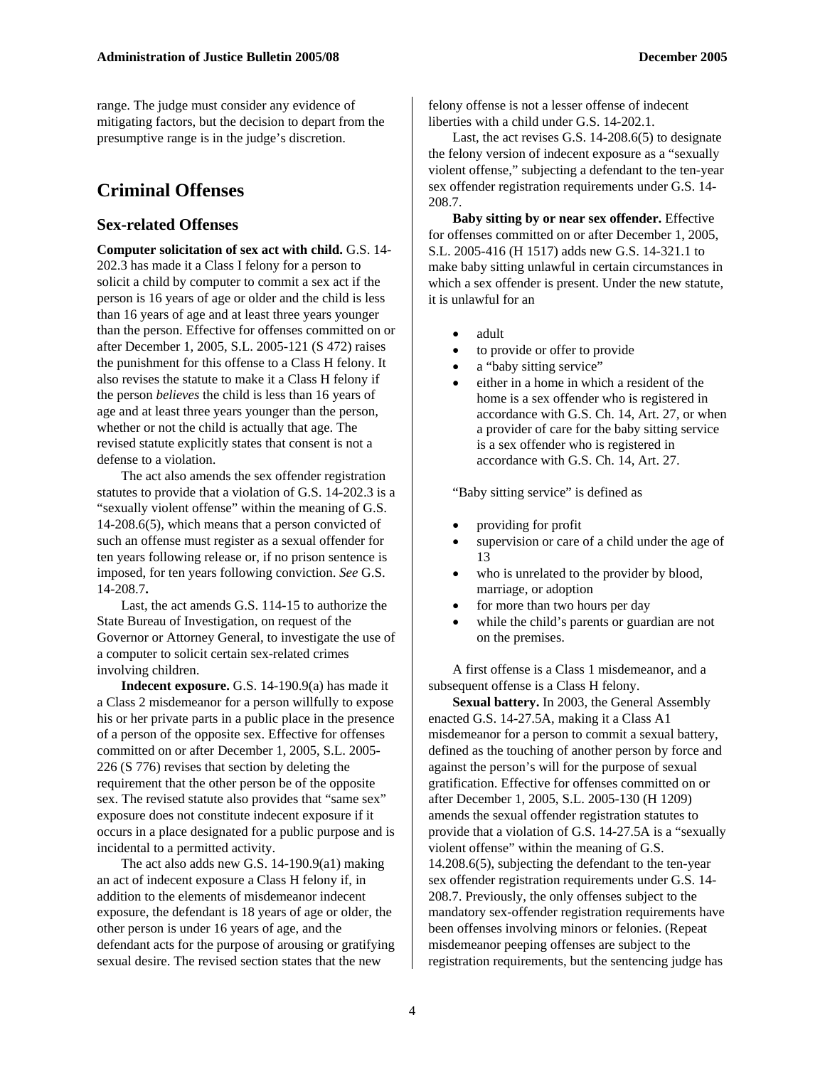range. The judge must consider any evidence of mitigating factors, but the decision to depart from the presumptive range is in the judge's discretion.

# Criminal Offenses

## Sex-related Offenses

**Computer solicitation of sex act with child.** G.S. 14-202.3 has made it a Class I felony for a person to solicit a child by computer to commit a sex act if the person is 16 years of age or older and the child is less than 16 years of age and at least three years younger than the person. Effective for offenses committed on or after December 1, 2005, S.L. 2005-121 (S 472) raises the punishment for this offense to a Class H felony. It also revises the statute to make it a Class H felony if the person *believes* the child is less than 16 years of age and at least three years younger than the person, whether or not the child is actually that age. The revised statute explicitly states that consent is not a defense to a violation.

The act also amends the sex offender registration statutes to provide that a violation of G.S. 14-202.3 is a "sexually violent offense" within the meaning of G.S. 14-208.6(5), which means that a person convicted of such an offense must register as a sexual offender for ten years following release or, if no prison sentence is imposed, for ten years following conviction. *See* G.S. 14-208.7**.**

Last, the act amends G.S. 114-15 to authorize the State Bureau of Investigation, on request of the Governor or Attorney General, to investigate the use of a computer to solicit certain sex-related crimes involving children.

**Indecent exposure.** G.S. 14-190.9(a) has made it a Class 2 misdemeanor for a person willfully to expose his or her private parts in a public place in the presence of a person of the opposite sex. Effective for offenses committed on or after December 1, 2005, S.L. 2005-226 (S 776) revises that section by deleting the requirement that the other person be of the opposite sex. The revised statute also provides that "same sex" exposure does not constitute indecent exposure if it occurs in a place designated for a public purpose and is incidental to a permitted activity.

The act also adds new G.S. 14-190.9(a1) making an act of indecent exposure a Class H felony if, in addition to the elements of misdemeanor indecent exposure, the defendant is 18 years of age or older, the other person is under 16 years of age, and the defendant acts for the purpose of arousing or gratifying sexual desire. The revised section states that the new felony offense is not a lesser offense of indecent liberties with a child under G.S. 14-202.1.

Last, the act revises G.S. 14-208.6(5) to designate the felony version of indecent exposure as a "sexually violent offense," subjecting a defendant to the ten-year sex offender registration requirements under G.S. 14-208.7.

**Baby sitting by or near sex offender.** Effective for offenses committed on or after December 1, 2005, S.L. 2005-416 (H 1517) adds new G.S. 14-321.1 to make baby sitting unlawful in certain circumstances in which a sex offender is present. Under the new statute, it is unlawful for an

- adult
- to provide or offer to provide
- a "baby sitting service"
- either in a home in which a resident of the home is a sex offender who is registered in accordance with G.S. Ch. 14, Art. 27, or when a provider of care for the baby sitting service is a sex offender who is registered in accordance with G.S. Ch. 14, Art. 27.

"Baby sitting service" is defined as

- providing for profit
- supervision or care of a child under the age of 13
- who is unrelated to the provider by blood, marriage, or adoption
- for more than two hours per day
- while the child's parents or guardian are not on the premises.

A first offense is a Class 1 misdemeanor, and a subsequent offense is a Class H felony.

**Sexual battery.** In 2003, the General Assembly enacted G.S. 14-27.5A, making it a Class A1 misdemeanor for a person to commit a sexual battery, defined as the touching of another person by force and against the person's will for the purpose of sexual gratification. Effective for offenses committed on or after December 1, 2005, S.L. 2005-130 (H 1209) amends the sexual offender registration statutes to provide that a violation of G.S. 14-27.5A is a "sexually violent offense" within the meaning of G.S. 14.208.6(5), subjecting the defendant to the ten-year sex offender registration requirements under G.S. 14-208.7. Previously, the only offenses subject to the mandatory sex-offender registration requirements have been offenses involving minors or felonies. (Repeat misdemeanor peeping offenses are subject to the registration requirements, but the sentencing judge has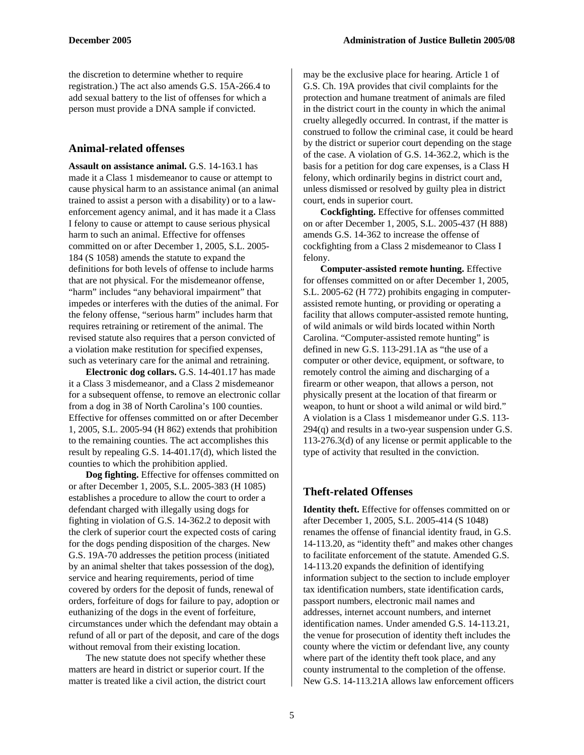the discretion to determine whether to require registration.) The act also amends G.S. 15A-266.4 to add sexual battery to the list of offenses for which a person must provide a DNA sample if convicted.

## Animal-related offenses

**Assault on assistance animal.** G.S. 14-163.1 has made it a Class 1 misdemeanor to cause or attempt to cause physical harm to an assistance animal (an animal trained to assist a person with a disability) or to a law-enforcement agency animal, and it has made it a Class I felony to cause or attempt to cause serious physical harm to such an animal. Effective for offenses committed on or after December 1, 2005, S.L. 2005-184 (S 1058) amends the statute to expand the definitions for both levels of offense to include harms that are not physical. For the misdemeanor offense, "harm" includes "any behavioral impairment" that impedes or interferes with the duties of the animal. For the felony offense, "serious harm" includes harm that requires retraining or retirement of the animal. The revised statute also requires that a person convicted of a violation make restitution for specified expenses, such as veterinary care for the animal and retraining.

**Electronic dog collars.** G.S. 14-401.17 has made it a Class 3 misdemeanor, and a Class 2 misdemeanor for a subsequent offense, to remove an electronic collar from a dog in 38 of North Carolina's 100 counties. Effective for offenses committed on or after December 1, 2005, S.L. 2005-94 (H 862) extends that prohibition to the remaining counties. The act accomplishes this result by repealing G.S. 14-401.17(d), which listed the counties to which the prohibition applied.

**Dog fighting.** Effective for offenses committed on or after December 1, 2005, S.L. 2005-383 (H 1085) establishes a procedure to allow the court to order a defendant charged with illegally using dogs for fighting in violation of G.S. 14-362.2 to deposit with the clerk of superior court the expected costs of caring for the dogs pending disposition of the charges. New G.S. 19A-70 addresses the petition process (initiated by an animal shelter that takes possession of the dog), service and hearing requirements, period of time covered by orders for the deposit of funds, renewal of orders, forfeiture of dogs for failure to pay, adoption or euthanizing of the dogs in the event of forfeiture, circumstances under which the defendant may obtain a refund of all or part of the deposit, and care of the dogs without removal from their existing location.

The new statute does not specify whether these matters are heard in district or superior court. If the matter is treated like a civil action, the district court may be the exclusive place for hearing. Article 1 of G.S. Ch. 19A provides that civil complaints for the protection and humane treatment of animals are filed in the district court in the county in which the animal cruelty allegedly occurred. In contrast, if the matter is construed to follow the criminal case, it could be heard by the district or superior court depending on the stage of the case. A violation of G.S. 14-362.2, which is the basis for a petition for dog care expenses, is a Class H felony, which ordinarily begins in district court and, unless dismissed or resolved by guilty plea in district court, ends in superior court.

**Cockfighting.** Effective for offenses committed on or after December 1, 2005, S.L. 2005-437 (H 888) amends G.S. 14-362 to increase the offense of cockfighting from a Class 2 misdemeanor to Class I felony.

**Computer-assisted remote hunting.** Effective for offenses committed on or after December 1, 2005, S.L. 2005-62 (H 772) prohibits engaging in computer-assisted remote hunting, or providing or operating a facility that allows computer-assisted remote hunting, of wild animals or wild birds located within North Carolina. "Computer-assisted remote hunting" is defined in new G.S. 113-291.1A as "the use of a computer or other device, equipment, or software, to remotely control the aiming and discharging of a firearm or other weapon, that allows a person, not physically present at the location of that firearm or weapon, to hunt or shoot a wild animal or wild bird." A violation is a Class 1 misdemeanor under G.S. 113-294(q) and results in a two-year suspension under G.S. 113-276.3(d) of any license or permit applicable to the type of activity that resulted in the conviction.

## Theft-related Offenses

**Identity theft.** Effective for offenses committed on or after December 1, 2005, S.L. 2005-414 (S 1048) renames the offense of financial identity fraud, in G.S. 14-113.20, as "identity theft" and makes other changes to facilitate enforcement of the statute. Amended G.S. 14-113.20 expands the definition of identifying information subject to the section to include employer tax identification numbers, state identification cards, passport numbers, electronic mail names and addresses, internet account numbers, and internet identification names. Under amended G.S. 14-113.21, the venue for prosecution of identity theft includes the county where the victim or defendant live, any county where part of the identity theft took place, and any county instrumental to the completion of the offense. New G.S. 14-113.21A allows law enforcement officers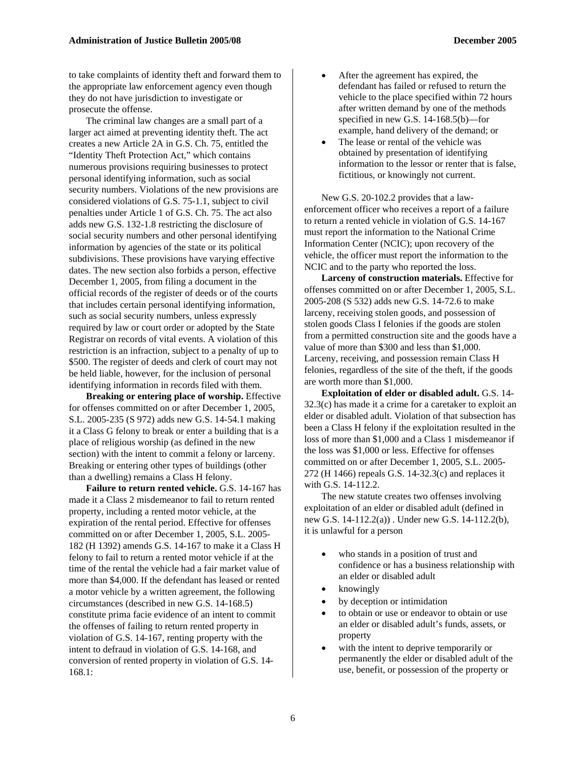to take complaints of identity theft and forward them to the appropriate law enforcement agency even though they do not have jurisdiction to investigate or prosecute the offense.

The criminal law changes are a small part of a larger act aimed at preventing identity theft. The act creates a new Article 2A in G.S. Ch. 75, entitled the "Identity Theft Protection Act," which contains numerous provisions requiring businesses to protect personal identifying information, such as social security numbers. Violations of the new provisions are considered violations of G.S. 75-1.1, subject to civil penalties under Article 1 of G.S. Ch. 75. The act also adds new G.S. 132-1.8 restricting the disclosure of social security numbers and other personal identifying information by agencies of the state or its political subdivisions. These provisions have varying effective dates. The new section also forbids a person, effective December 1, 2005, from filing a document in the official records of the register of deeds or of the courts that includes certain personal identifying information, such as social security numbers, unless expressly required by law or court order or adopted by the State Registrar on records of vital events. A violation of this restriction is an infraction, subject to a penalty of up to $500. The register of deeds and clerk of court may not be held liable, however, for the inclusion of personal identifying information in records filed with them.

**Breaking or entering place of worship.** Effective for offenses committed on or after December 1, 2005, S.L. 2005-235 (S 972) adds new G.S. 14-54.1 making it a Class G felony to break or enter a building that is a place of religious worship (as defined in the new section) with the intent to commit a felony or larceny. Breaking or entering other types of buildings (other than a dwelling) remains a Class H felony.

**Failure to return rented vehicle.** G.S. 14-167 has made it a Class 2 misdemeanor to fail to return rented property, including a rented motor vehicle, at the expiration of the rental period. Effective for offenses committed on or after December 1, 2005, S.L. 2005-182 (H 1392) amends G.S. 14-167 to make it a Class H felony to fail to return a rented motor vehicle if at the time of the rental the vehicle had a fair market value of more than $4,000. If the defendant has leased or rented a motor vehicle by a written agreement, the following circumstances (described in new G.S. 14-168.5) constitute prima facie evidence of an intent to commit the offenses of failing to return rented property in violation of G.S. 14-167, renting property with the intent to defraud in violation of G.S. 14-168, and conversion of rented property in violation of G.S. 14-168.1:

- After the agreement has expired, the defendant has failed or refused to return the vehicle to the place specified within 72 hours after written demand by one of the methods specified in new G.S. 14-168.5(b)—for example, hand delivery of the demand; or
- The lease or rental of the vehicle was obtained by presentation of identifying information to the lessor or renter that is false, fictitious, or knowingly not current.

New G.S. 20-102.2 provides that a law-enforcement officer who receives a report of a failure to return a rented vehicle in violation of G.S. 14-167 must report the information to the National Crime Information Center (NCIC); upon recovery of the vehicle, the officer must report the information to the NCIC and to the party who reported the loss.

**Larceny of construction materials.** Effective for offenses committed on or after December 1, 2005, S.L. 2005-208 (S 532) adds new G.S. 14-72.6 to make larceny, receiving stolen goods, and possession of stolen goods Class I felonies if the goods are stolen from a permitted construction site and the goods have a value of more than $300 and less than $1,000. Larceny, receiving, and possession remain Class H felonies, regardless of the site of the theft, if the goods are worth more than $1,000.

**Exploitation of elder or disabled adult.** G.S. 14-32.3(c) has made it a crime for a caretaker to exploit an elder or disabled adult. Violation of that subsection has been a Class H felony if the exploitation resulted in the loss of more than $1,000 and a Class 1 misdemeanor if the loss was $1,000 or less. Effective for offenses committed on or after December 1, 2005, S.L. 2005-272 (H 1466) repeals G.S. 14-32.3(c) and replaces it with G.S. 14-112.2.

The new statute creates two offenses involving exploitation of an elder or disabled adult (defined in new G.S. 14-112.2(a)) . Under new G.S. 14-112.2(b), it is unlawful for a person

- who stands in a position of trust and confidence or has a business relationship with an elder or disabled adult
- knowingly
- by deception or intimidation
- to obtain or use or endeavor to obtain or use an elder or disabled adult's funds, assets, or property
- with the intent to deprive temporarily or permanently the elder or disabled adult of the use, benefit, or possession of the property or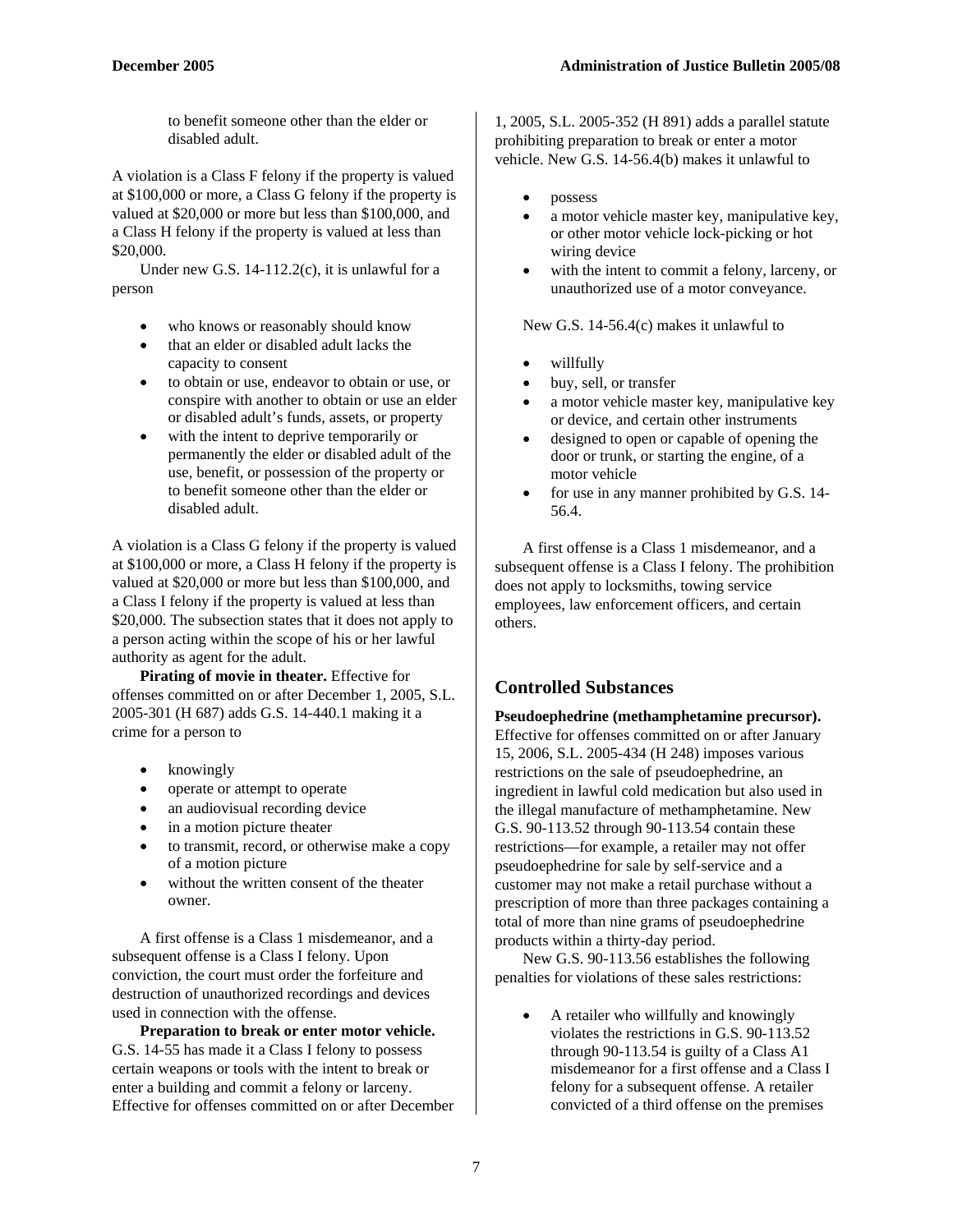to benefit someone other than the elder or disabled adult.

A violation is a Class F felony if the property is valued at $100,000 or more, a Class G felony if the property is valued at $20,000 or more but less than $100,000, and a Class H felony if the property is valued at less than $20,000.

Under new G.S. 14-112.2(c), it is unlawful for a person

- who knows or reasonably should know
- that an elder or disabled adult lacks the capacity to consent
- to obtain or use, endeavor to obtain or use, or conspire with another to obtain or use an elder or disabled adult's funds, assets, or property
- with the intent to deprive temporarily or permanently the elder or disabled adult of the use, benefit, or possession of the property or to benefit someone other than the elder or disabled adult.

A violation is a Class G felony if the property is valued at $100,000 or more, a Class H felony if the property is valued at $20,000 or more but less than $100,000, and a Class I felony if the property is valued at less than $20,000. The subsection states that it does not apply to a person acting within the scope of his or her lawful authority as agent for the adult.

**Pirating of movie in theater.** Effective for offenses committed on or after December 1, 2005, S.L. 2005-301 (H 687) adds G.S. 14-440.1 making it a crime for a person to

- knowingly
- operate or attempt to operate
- an audiovisual recording device
- in a motion picture theater
- to transmit, record, or otherwise make a copy of a motion picture
- without the written consent of the theater owner.

A first offense is a Class 1 misdemeanor, and a subsequent offense is a Class I felony. Upon conviction, the court must order the forfeiture and destruction of unauthorized recordings and devices used in connection with the offense.

**Preparation to break or enter motor vehicle.** G.S. 14-55 has made it a Class I felony to possess certain weapons or tools with the intent to break or enter a building and commit a felony or larceny. Effective for offenses committed on or after December 1, 2005, S.L. 2005-352 (H 891) adds a parallel statute prohibiting preparation to break or enter a motor vehicle. New G.S. 14-56.4(b) makes it unlawful to

- possess
- a motor vehicle master key, manipulative key, or other motor vehicle lock-picking or hot wiring device
- with the intent to commit a felony, larceny, or unauthorized use of a motor conveyance.

New G.S. 14-56.4(c) makes it unlawful to

- willfully
- buy, sell, or transfer
- a motor vehicle master key, manipulative key or device, and certain other instruments
- designed to open or capable of opening the door or trunk, or starting the engine, of a motor vehicle
- for use in any manner prohibited by G.S. 14-56.4.

A first offense is a Class 1 misdemeanor, and a subsequent offense is a Class I felony. The prohibition does not apply to locksmiths, towing service employees, law enforcement officers, and certain others.

## Controlled Substances

**Pseudoephedrine (methamphetamine precursor).** Effective for offenses committed on or after January 15, 2006, S.L. 2005-434 (H 248) imposes various restrictions on the sale of pseudoephedrine, an ingredient in lawful cold medication but also used in the illegal manufacture of methamphetamine. New G.S. 90-113.52 through 90-113.54 contain these restrictions—for example, a retailer may not offer pseudoephedrine for sale by self-service and a customer may not make a retail purchase without a prescription of more than three packages containing a total of more than nine grams of pseudoephedrine products within a thirty-day period.

New G.S. 90-113.56 establishes the following penalties for violations of these sales restrictions:

- A retailer who willfully and knowingly violates the restrictions in G.S. 90-113.52 through 90-113.54 is guilty of a Class A1 misdemeanor for a first offense and a Class I felony for a subsequent offense. A retailer convicted of a third offense on the premises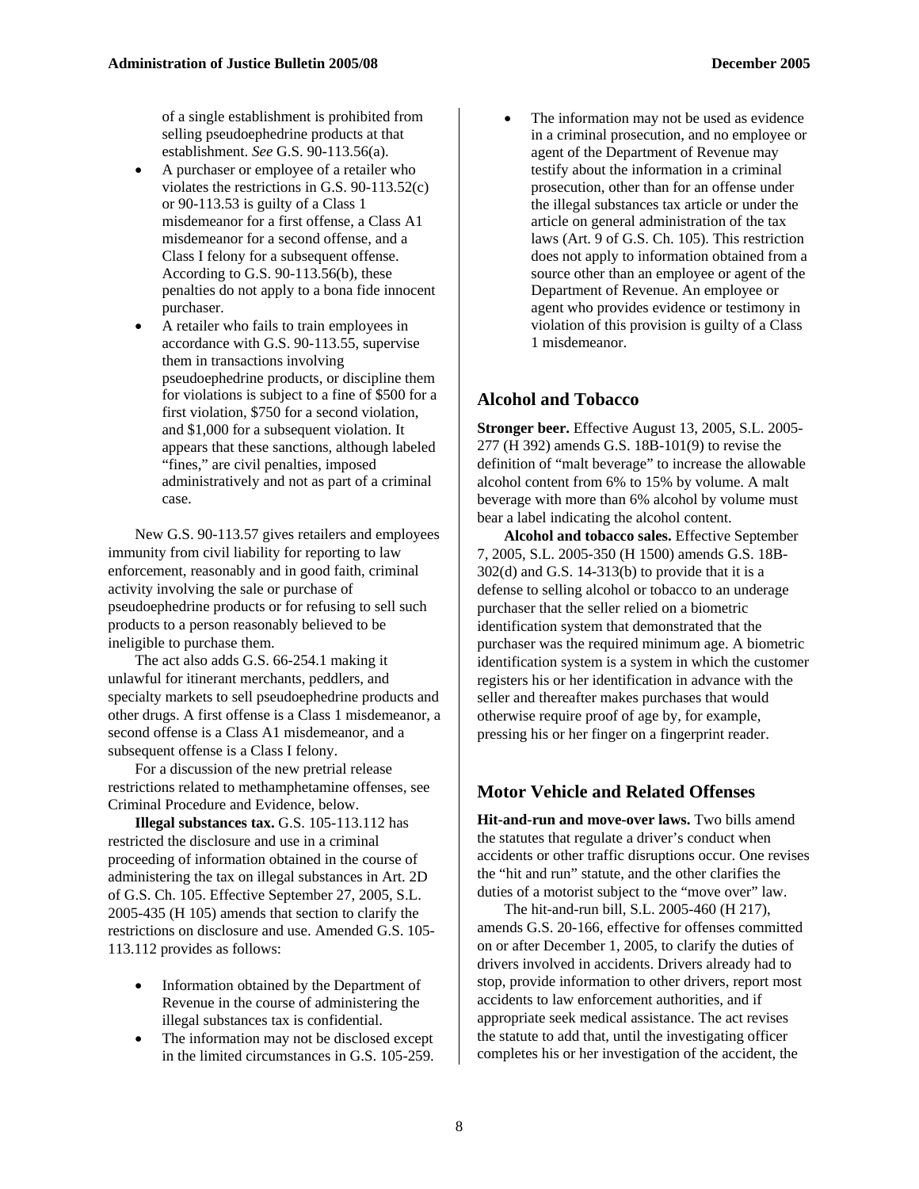of a single establishment is prohibited from selling pseudoephedrine products at that establishment. *See* G.S. 90-113.56(a).

- A purchaser or employee of a retailer who violates the restrictions in G.S. 90-113.52(c) or 90-113.53 is guilty of a Class 1 misdemeanor for a first offense, a Class A1 misdemeanor for a second offense, and a Class I felony for a subsequent offense. According to G.S. 90-113.56(b), these penalties do not apply to a bona fide innocent purchaser.
- A retailer who fails to train employees in accordance with G.S. 90-113.55, supervise them in transactions involving pseudoephedrine products, or discipline them for violations is subject to a fine of $500 for a first violation, $750 for a second violation, and $1,000 for a subsequent violation. It appears that these sanctions, although labeled "fines," are civil penalties, imposed administratively and not as part of a criminal case.

New G.S. 90-113.57 gives retailers and employees immunity from civil liability for reporting to law enforcement, reasonably and in good faith, criminal activity involving the sale or purchase of pseudoephedrine products or for refusing to sell such products to a person reasonably believed to be ineligible to purchase them.

The act also adds G.S. 66-254.1 making it unlawful for itinerant merchants, peddlers, and specialty markets to sell pseudoephedrine products and other drugs. A first offense is a Class 1 misdemeanor, a second offense is a Class A1 misdemeanor, and a subsequent offense is a Class I felony.

For a discussion of the new pretrial release restrictions related to methamphetamine offenses, see Criminal Procedure and Evidence, below.

**Illegal substances tax.** G.S. 105-113.112 has restricted the disclosure and use in a criminal proceeding of information obtained in the course of administering the tax on illegal substances in Art. 2D of G.S. Ch. 105. Effective September 27, 2005, S.L. 2005-435 (H 105) amends that section to clarify the restrictions on disclosure and use. Amended G.S. 105-113.112 provides as follows:

- Information obtained by the Department of Revenue in the course of administering the illegal substances tax is confidential.
- The information may not be disclosed except in the limited circumstances in G.S. 105-259.
- The information may not be used as evidence in a criminal prosecution, and no employee or agent of the Department of Revenue may testify about the information in a criminal prosecution, other than for an offense under the illegal substances tax article or under the article on general administration of the tax laws (Art. 9 of G.S. Ch. 105). This restriction does not apply to information obtained from a source other than an employee or agent of the Department of Revenue. An employee or agent who provides evidence or testimony in violation of this provision is guilty of a Class 1 misdemeanor.

## Alcohol and Tobacco

**Stronger beer.** Effective August 13, 2005, S.L. 2005-277 (H 392) amends G.S. 18B-101(9) to revise the definition of "malt beverage" to increase the allowable alcohol content from 6% to 15% by volume. A malt beverage with more than 6% alcohol by volume must bear a label indicating the alcohol content.

**Alcohol and tobacco sales.** Effective September 7, 2005, S.L. 2005-350 (H 1500) amends G.S. 18B-302(d) and G.S. 14-313(b) to provide that it is a defense to selling alcohol or tobacco to an underage purchaser that the seller relied on a biometric identification system that demonstrated that the purchaser was the required minimum age. A biometric identification system is a system in which the customer registers his or her identification in advance with the seller and thereafter makes purchases that would otherwise require proof of age by, for example, pressing his or her finger on a fingerprint reader.

## Motor Vehicle and Related Offenses

**Hit-and-run and move-over laws.** Two bills amend the statutes that regulate a driver's conduct when accidents or other traffic disruptions occur. One revises the "hit and run" statute, and the other clarifies the duties of a motorist subject to the "move over" law.

The hit-and-run bill, S.L. 2005-460 (H 217), amends G.S. 20-166, effective for offenses committed on or after December 1, 2005, to clarify the duties of drivers involved in accidents. Drivers already had to stop, provide information to other drivers, report most accidents to law enforcement authorities, and if appropriate seek medical assistance. The act revises the statute to add that, until the investigating officer completes his or her investigation of the accident, the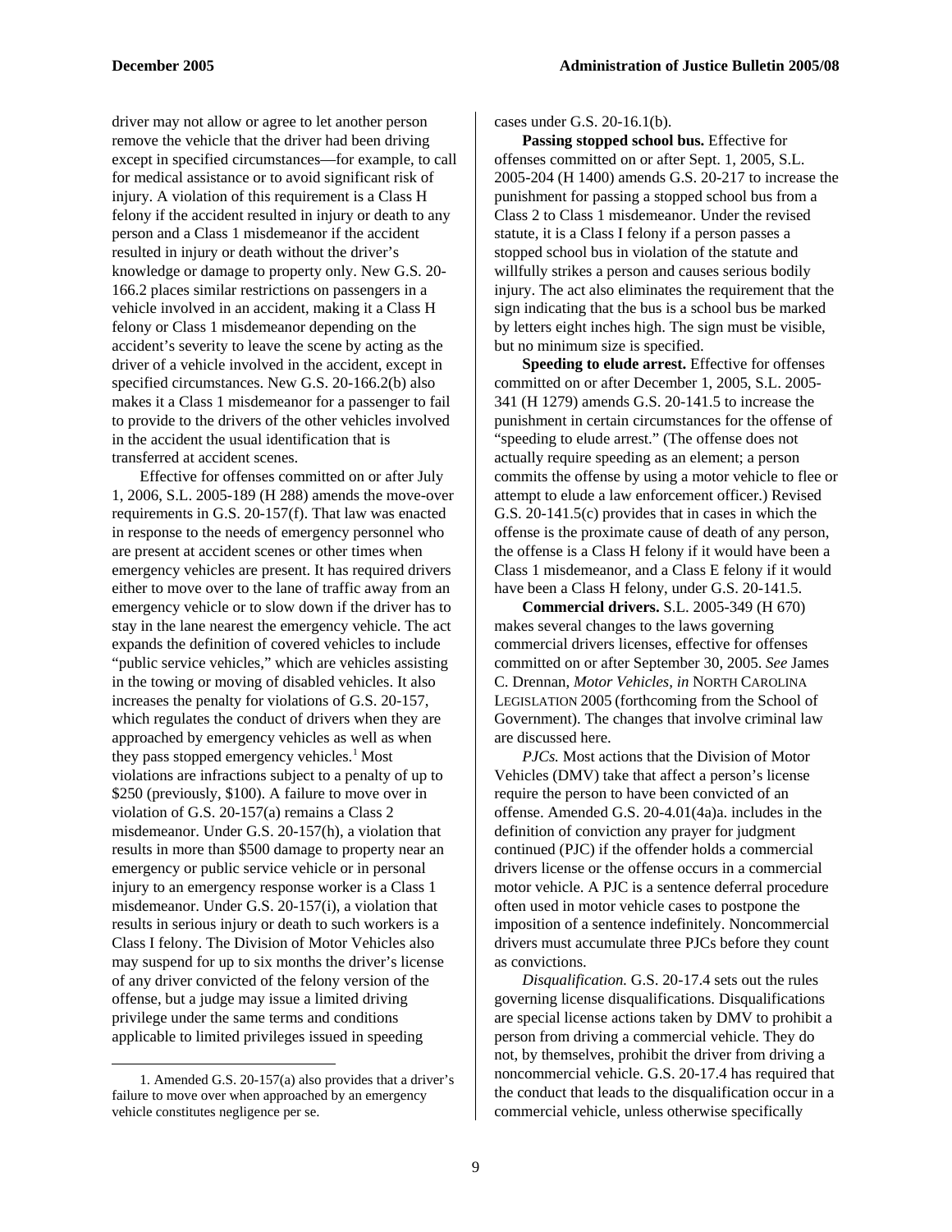driver may not allow or agree to let another person remove the vehicle that the driver had been driving except in specified circumstances—for example, to call for medical assistance or to avoid significant risk of injury. A violation of this requirement is a Class H felony if the accident resulted in injury or death to any person and a Class 1 misdemeanor if the accident resulted in injury or death without the driver's knowledge or damage to property only. New G.S. 20-166.2 places similar restrictions on passengers in a vehicle involved in an accident, making it a Class H felony or Class 1 misdemeanor depending on the accident's severity to leave the scene by acting as the driver of a vehicle involved in the accident, except in specified circumstances. New G.S. 20-166.2(b) also makes it a Class 1 misdemeanor for a passenger to fail to provide to the drivers of the other vehicles involved in the accident the usual identification that is transferred at accident scenes.

Effective for offenses committed on or after July 1, 2006, S.L. 2005-189 (H 288) amends the move-over requirements in G.S. 20-157(f). That law was enacted in response to the needs of emergency personnel who are present at accident scenes or other times when emergency vehicles are present. It has required drivers either to move over to the lane of traffic away from an emergency vehicle or to slow down if the driver has to stay in the lane nearest the emergency vehicle. The act expands the definition of covered vehicles to include "public service vehicles," which are vehicles assisting in the towing or moving of disabled vehicles. It also increases the penalty for violations of G.S. 20-157, which regulates the conduct of drivers when they are approached by emergency vehicles as well as when they pass stopped emergency vehicles.[1] Most violations are infractions subject to a penalty of up to $250 (previously, $100). A failure to move over in violation of G.S. 20-157(a) remains a Class 2 misdemeanor. Under G.S. 20-157(h), a violation that results in more than $500 damage to property near an emergency or public service vehicle or in personal injury to an emergency response worker is a Class 1 misdemeanor. Under G.S. 20-157(i), a violation that results in serious injury or death to such workers is a Class I felony. The Division of Motor Vehicles also may suspend for up to six months the driver's license of any driver convicted of the felony version of the offense, but a judge may issue a limited driving privilege under the same terms and conditions applicable to limited privileges issued in speeding cases under G.S. 20-16.1(b).

**Passing stopped school bus.** Effective for offenses committed on or after Sept. 1, 2005, S.L. 2005-204 (H 1400) amends G.S. 20-217 to increase the punishment for passing a stopped school bus from a Class 2 to Class 1 misdemeanor. Under the revised statute, it is a Class I felony if a person passes a stopped school bus in violation of the statute and willfully strikes a person and causes serious bodily injury. The act also eliminates the requirement that the sign indicating that the bus is a school bus be marked by letters eight inches high. The sign must be visible, but no minimum size is specified.

**Speeding to elude arrest.** Effective for offenses committed on or after December 1, 2005, S.L. 2005-341 (H 1279) amends G.S. 20-141.5 to increase the punishment in certain circumstances for the offense of "speeding to elude arrest." (The offense does not actually require speeding as an element; a person commits the offense by using a motor vehicle to flee or attempt to elude a law enforcement officer.) Revised G.S. 20-141.5(c) provides that in cases in which the offense is the proximate cause of death of any person, the offense is a Class H felony if it would have been a Class 1 misdemeanor, and a Class E felony if it would have been a Class H felony, under G.S. 20-141.5.

**Commercial drivers.** S.L. 2005-349 (H 670) makes several changes to the laws governing commercial drivers licenses, effective for offenses committed on or after September 30, 2005. *See* James C. Drennan, *Motor Vehicles, in* NORTH CAROLINA LEGISLATION 2005 (forthcoming from the School of Government). The changes that involve criminal law are discussed here.

*PJCs.* Most actions that the Division of Motor Vehicles (DMV) take that affect a person's license require the person to have been convicted of an offense. Amended G.S. 20-4.01(4a)a. includes in the definition of conviction any prayer for judgment continued (PJC) if the offender holds a commercial drivers license or the offense occurs in a commercial motor vehicle. A PJC is a sentence deferral procedure often used in motor vehicle cases to postpone the imposition of a sentence indefinitely. Noncommercial drivers must accumulate three PJCs before they count as convictions.

*Disqualification.* G.S. 20-17.4 sets out the rules governing license disqualifications. Disqualifications are special license actions taken by DMV to prohibit a person from driving a commercial vehicle. They do not, by themselves, prohibit the driver from driving a noncommercial vehicle. G.S. 20-17.4 has required that the conduct that leads to the disqualification occur in a commercial vehicle, unless otherwise specifically

1. Amended G.S. 20-157(a) also provides that a driver's failure to move over when approached by an emergency vehicle constitutes negligence per se.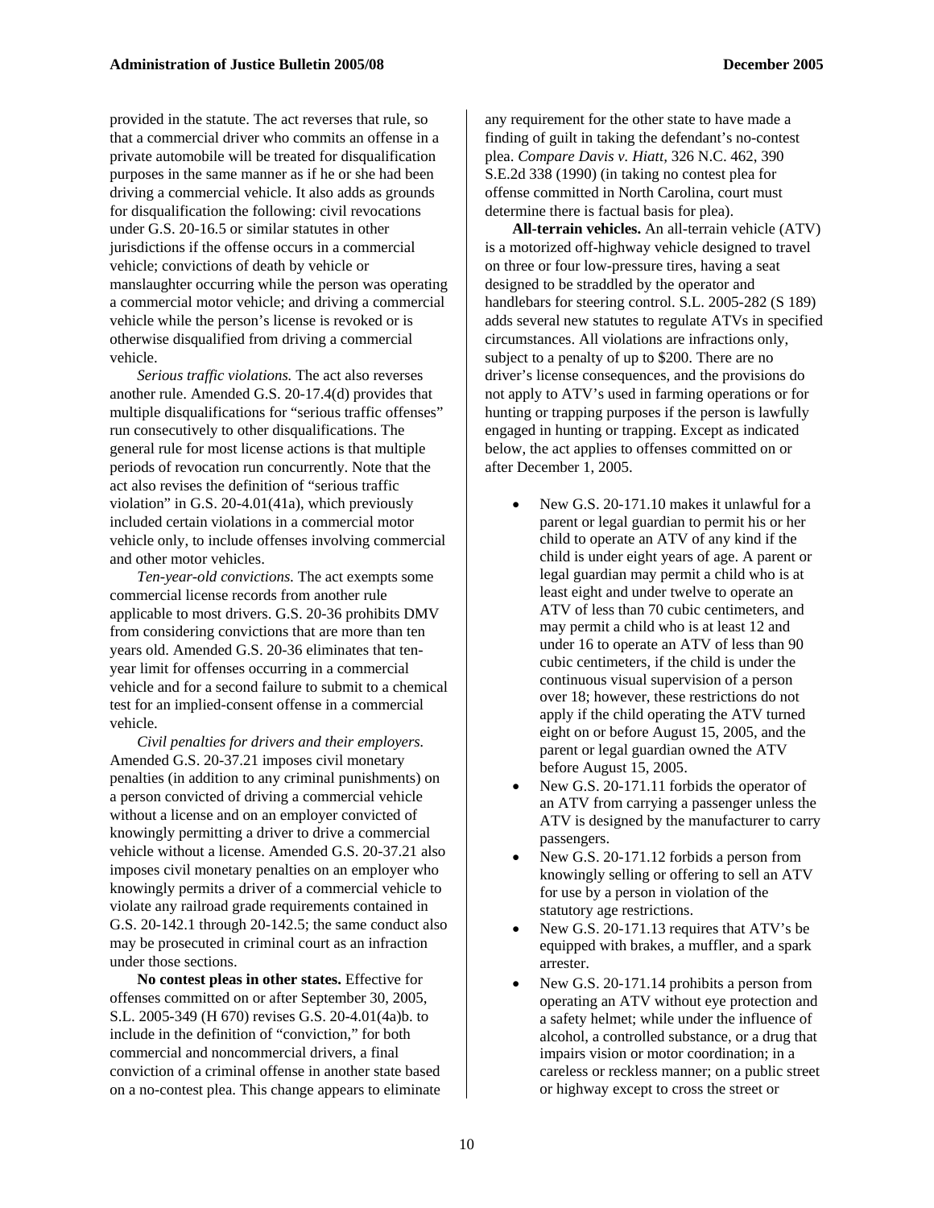provided in the statute. The act reverses that rule, so that a commercial driver who commits an offense in a private automobile will be treated for disqualification purposes in the same manner as if he or she had been driving a commercial vehicle. It also adds as grounds for disqualification the following: civil revocations under G.S. 20-16.5 or similar statutes in other jurisdictions if the offense occurs in a commercial vehicle; convictions of death by vehicle or manslaughter occurring while the person was operating a commercial motor vehicle; and driving a commercial vehicle while the person's license is revoked or is otherwise disqualified from driving a commercial vehicle.

*Serious traffic violations.* The act also reverses another rule. Amended G.S. 20-17.4(d) provides that multiple disqualifications for "serious traffic offenses" run consecutively to other disqualifications. The general rule for most license actions is that multiple periods of revocation run concurrently. Note that the act also revises the definition of "serious traffic violation" in G.S. 20-4.01(41a), which previously included certain violations in a commercial motor vehicle only, to include offenses involving commercial and other motor vehicles.

*Ten-year-old convictions.* The act exempts some commercial license records from another rule applicable to most drivers. G.S. 20-36 prohibits DMV from considering convictions that are more than ten years old. Amended G.S. 20-36 eliminates that ten-year limit for offenses occurring in a commercial vehicle and for a second failure to submit to a chemical test for an implied-consent offense in a commercial vehicle.

*Civil penalties for drivers and their employers.* Amended G.S. 20-37.21 imposes civil monetary penalties (in addition to any criminal punishments) on a person convicted of driving a commercial vehicle without a license and on an employer convicted of knowingly permitting a driver to drive a commercial vehicle without a license. Amended G.S. 20-37.21 also imposes civil monetary penalties on an employer who knowingly permits a driver of a commercial vehicle to violate any railroad grade requirements contained in G.S. 20-142.1 through 20-142.5; the same conduct also may be prosecuted in criminal court as an infraction under those sections.

**No contest pleas in other states.** Effective for offenses committed on or after September 30, 2005, S.L. 2005-349 (H 670) revises G.S. 20-4.01(4a)b. to include in the definition of "conviction," for both commercial and noncommercial drivers, a final conviction of a criminal offense in another state based on a no-contest plea. This change appears to eliminate any requirement for the other state to have made a finding of guilt in taking the defendant's no-contest plea. *Compare Davis v. Hiatt,* 326 N.C. 462, 390 S.E.2d 338 (1990) (in taking no contest plea for offense committed in North Carolina, court must determine there is factual basis for plea).

**All-terrain vehicles.** An all-terrain vehicle (ATV) is a motorized off-highway vehicle designed to travel on three or four low-pressure tires, having a seat designed to be straddled by the operator and handlebars for steering control. S.L. 2005-282 (S 189) adds several new statutes to regulate ATVs in specified circumstances. All violations are infractions only, subject to a penalty of up to $200. There are no driver's license consequences, and the provisions do not apply to ATV's used in farming operations or for hunting or trapping purposes if the person is lawfully engaged in hunting or trapping. Except as indicated below, the act applies to offenses committed on or after December 1, 2005.

- New G.S. 20-171.10 makes it unlawful for a parent or legal guardian to permit his or her child to operate an ATV of any kind if the child is under eight years of age. A parent or legal guardian may permit a child who is at least eight and under twelve to operate an ATV of less than 70 cubic centimeters, and may permit a child who is at least 12 and under 16 to operate an ATV of less than 90 cubic centimeters, if the child is under the continuous visual supervision of a person over 18; however, these restrictions do not apply if the child operating the ATV turned eight on or before August 15, 2005, and the parent or legal guardian owned the ATV before August 15, 2005.
- New G.S. 20-171.11 forbids the operator of an ATV from carrying a passenger unless the ATV is designed by the manufacturer to carry passengers.
- New G.S. 20-171.12 forbids a person from knowingly selling or offering to sell an ATV for use by a person in violation of the statutory age restrictions.
- New G.S. 20-171.13 requires that ATV's be equipped with brakes, a muffler, and a spark arrester.
- New G.S. 20-171.14 prohibits a person from operating an ATV without eye protection and a safety helmet; while under the influence of alcohol, a controlled substance, or a drug that impairs vision or motor coordination; in a careless or reckless manner; on a public street or highway except to cross the street or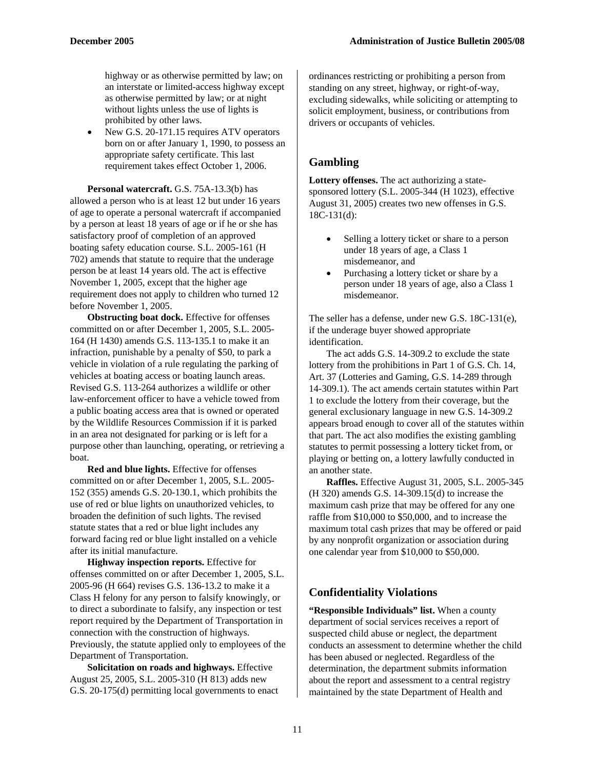highway or as otherwise permitted by law; on an interstate or limited-access highway except as otherwise permitted by law; or at night without lights unless the use of lights is prohibited by other laws.

- New G.S. 20-171.15 requires ATV operators born on or after January 1, 1990, to possess an appropriate safety certificate. This last requirement takes effect October 1, 2006.

**Personal watercraft.** G.S. 75A-13.3(b) has allowed a person who is at least 12 but under 16 years of age to operate a personal watercraft if accompanied by a person at least 18 years of age or if he or she has satisfactory proof of completion of an approved boating safety education course. S.L. 2005-161 (H 702) amends that statute to require that the underage person be at least 14 years old. The act is effective November 1, 2005, except that the higher age requirement does not apply to children who turned 12 before November 1, 2005.

**Obstructing boat dock.** Effective for offenses committed on or after December 1, 2005, S.L. 2005-164 (H 1430) amends G.S. 113-135.1 to make it an infraction, punishable by a penalty of $50, to park a vehicle in violation of a rule regulating the parking of vehicles at boating access or boating launch areas. Revised G.S. 113-264 authorizes a wildlife or other law-enforcement officer to have a vehicle towed from a public boating access area that is owned or operated by the Wildlife Resources Commission if it is parked in an area not designated for parking or is left for a purpose other than launching, operating, or retrieving a boat.

**Red and blue lights.** Effective for offenses committed on or after December 1, 2005, S.L. 2005-152 (355) amends G.S. 20-130.1, which prohibits the use of red or blue lights on unauthorized vehicles, to broaden the definition of such lights. The revised statute states that a red or blue light includes any forward facing red or blue light installed on a vehicle after its initial manufacture.

**Highway inspection reports.** Effective for offenses committed on or after December 1, 2005, S.L. 2005-96 (H 664) revises G.S. 136-13.2 to make it a Class H felony for any person to falsify knowingly, or to direct a subordinate to falsify, any inspection or test report required by the Department of Transportation in connection with the construction of highways. Previously, the statute applied only to employees of the Department of Transportation.

**Solicitation on roads and highways.** Effective August 25, 2005, S.L. 2005-310 (H 813) adds new G.S. 20-175(d) permitting local governments to enact ordinances restricting or prohibiting a person from standing on any street, highway, or right-of-way, excluding sidewalks, while soliciting or attempting to solicit employment, business, or contributions from drivers or occupants of vehicles.

## Gambling

**Lottery offenses.** The act authorizing a state-sponsored lottery (S.L. 2005-344 (H 1023), effective August 31, 2005) creates two new offenses in G.S. 18C-131(d):

- Selling a lottery ticket or share to a person under 18 years of age, a Class 1 misdemeanor, and
- Purchasing a lottery ticket or share by a person under 18 years of age, also a Class 1 misdemeanor.

The seller has a defense, under new G.S. 18C-131(e), if the underage buyer showed appropriate identification.

The act adds G.S. 14-309.2 to exclude the state lottery from the prohibitions in Part 1 of G.S. Ch. 14, Art. 37 (Lotteries and Gaming, G.S. 14-289 through 14-309.1). The act amends certain statutes within Part 1 to exclude the lottery from their coverage, but the general exclusionary language in new G.S. 14-309.2 appears broad enough to cover all of the statutes within that part. The act also modifies the existing gambling statutes to permit possessing a lottery ticket from, or playing or betting on, a lottery lawfully conducted in an another state.

**Raffles.** Effective August 31, 2005, S.L. 2005-345 (H 320) amends G.S. 14-309.15(d) to increase the maximum cash prize that may be offered for any one raffle from $10,000 to $50,000, and to increase the maximum total cash prizes that may be offered or paid by any nonprofit organization or association during one calendar year from $10,000 to $50,000.

## Confidentiality Violations

**"Responsible Individuals" list.** When a county department of social services receives a report of suspected child abuse or neglect, the department conducts an assessment to determine whether the child has been abused or neglected. Regardless of the determination, the department submits information about the report and assessment to a central registry maintained by the state Department of Health and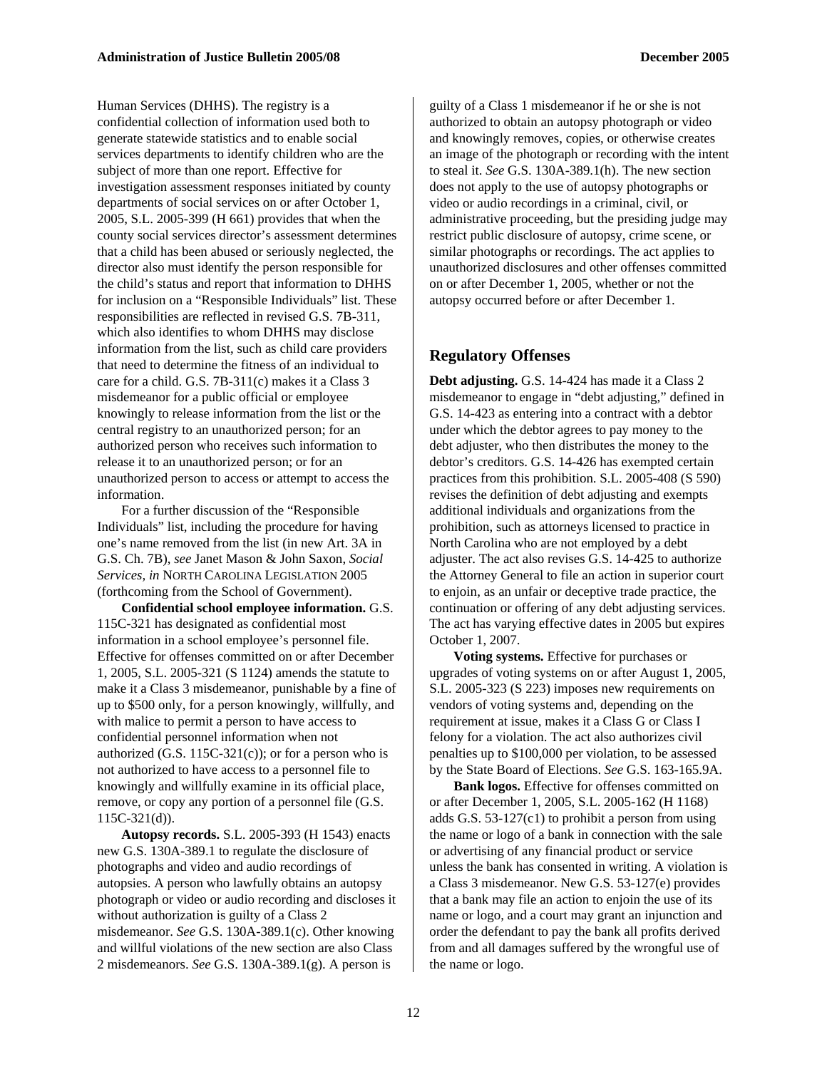Human Services (DHHS). The registry is a confidential collection of information used both to generate statewide statistics and to enable social services departments to identify children who are the subject of more than one report. Effective for investigation assessment responses initiated by county departments of social services on or after October 1, 2005, S.L. 2005-399 (H 661) provides that when the county social services director's assessment determines that a child has been abused or seriously neglected, the director also must identify the person responsible for the child's status and report that information to DHHS for inclusion on a "Responsible Individuals" list. These responsibilities are reflected in revised G.S. 7B-311, which also identifies to whom DHHS may disclose information from the list, such as child care providers that need to determine the fitness of an individual to care for a child. G.S. 7B-311(c) makes it a Class 3 misdemeanor for a public official or employee knowingly to release information from the list or the central registry to an unauthorized person; for an authorized person who receives such information to release it to an unauthorized person; or for an unauthorized person to access or attempt to access the information.

For a further discussion of the "Responsible Individuals" list, including the procedure for having one's name removed from the list (in new Art. 3A in G.S. Ch. 7B), *see* Janet Mason & John Saxon, *Social Services, in* NORTH CAROLINA LEGISLATION 2005 (forthcoming from the School of Government).

**Confidential school employee information.** G.S. 115C-321 has designated as confidential most information in a school employee's personnel file. Effective for offenses committed on or after December 1, 2005, S.L. 2005-321 (S 1124) amends the statute to make it a Class 3 misdemeanor, punishable by a fine of up to $500 only, for a person knowingly, willfully, and with malice to permit a person to have access to confidential personnel information when not authorized (G.S. 115C-321(c)); or for a person who is not authorized to have access to a personnel file to knowingly and willfully examine in its official place, remove, or copy any portion of a personnel file (G.S. 115C-321(d)).

**Autopsy records.** S.L. 2005-393 (H 1543) enacts new G.S. 130A-389.1 to regulate the disclosure of photographs and video and audio recordings of autopsies. A person who lawfully obtains an autopsy photograph or video or audio recording and discloses it without authorization is guilty of a Class 2 misdemeanor. *See* G.S. 130A-389.1(c). Other knowing and willful violations of the new section are also Class 2 misdemeanors. *See* G.S. 130A-389.1(g). A person is guilty of a Class 1 misdemeanor if he or she is not authorized to obtain an autopsy photograph or video and knowingly removes, copies, or otherwise creates an image of the photograph or recording with the intent to steal it. *See* G.S. 130A-389.1(h). The new section does not apply to the use of autopsy photographs or video or audio recordings in a criminal, civil, or administrative proceeding, but the presiding judge may restrict public disclosure of autopsy, crime scene, or similar photographs or recordings. The act applies to unauthorized disclosures and other offenses committed on or after December 1, 2005, whether or not the autopsy occurred before or after December 1.

## Regulatory Offenses

**Debt adjusting.** G.S. 14-424 has made it a Class 2 misdemeanor to engage in "debt adjusting," defined in G.S. 14-423 as entering into a contract with a debtor under which the debtor agrees to pay money to the debt adjuster, who then distributes the money to the debtor's creditors. G.S. 14-426 has exempted certain practices from this prohibition. S.L. 2005-408 (S 590) revises the definition of debt adjusting and exempts additional individuals and organizations from the prohibition, such as attorneys licensed to practice in North Carolina who are not employed by a debt adjuster. The act also revises G.S. 14-425 to authorize the Attorney General to file an action in superior court to enjoin, as an unfair or deceptive trade practice, the continuation or offering of any debt adjusting services. The act has varying effective dates in 2005 but expires October 1, 2007.

**Voting systems.** Effective for purchases or upgrades of voting systems on or after August 1, 2005, S.L. 2005-323 (S 223) imposes new requirements on vendors of voting systems and, depending on the requirement at issue, makes it a Class G or Class I felony for a violation. The act also authorizes civil penalties up to $100,000 per violation, to be assessed by the State Board of Elections. *See* G.S. 163-165.9A.

**Bank logos.** Effective for offenses committed on or after December 1, 2005, S.L. 2005-162 (H 1168) adds G.S. 53-127(c1) to prohibit a person from using the name or logo of a bank in connection with the sale or advertising of any financial product or service unless the bank has consented in writing. A violation is a Class 3 misdemeanor. New G.S. 53-127(e) provides that a bank may file an action to enjoin the use of its name or logo, and a court may grant an injunction and order the defendant to pay the bank all profits derived from and all damages suffered by the wrongful use of the name or logo.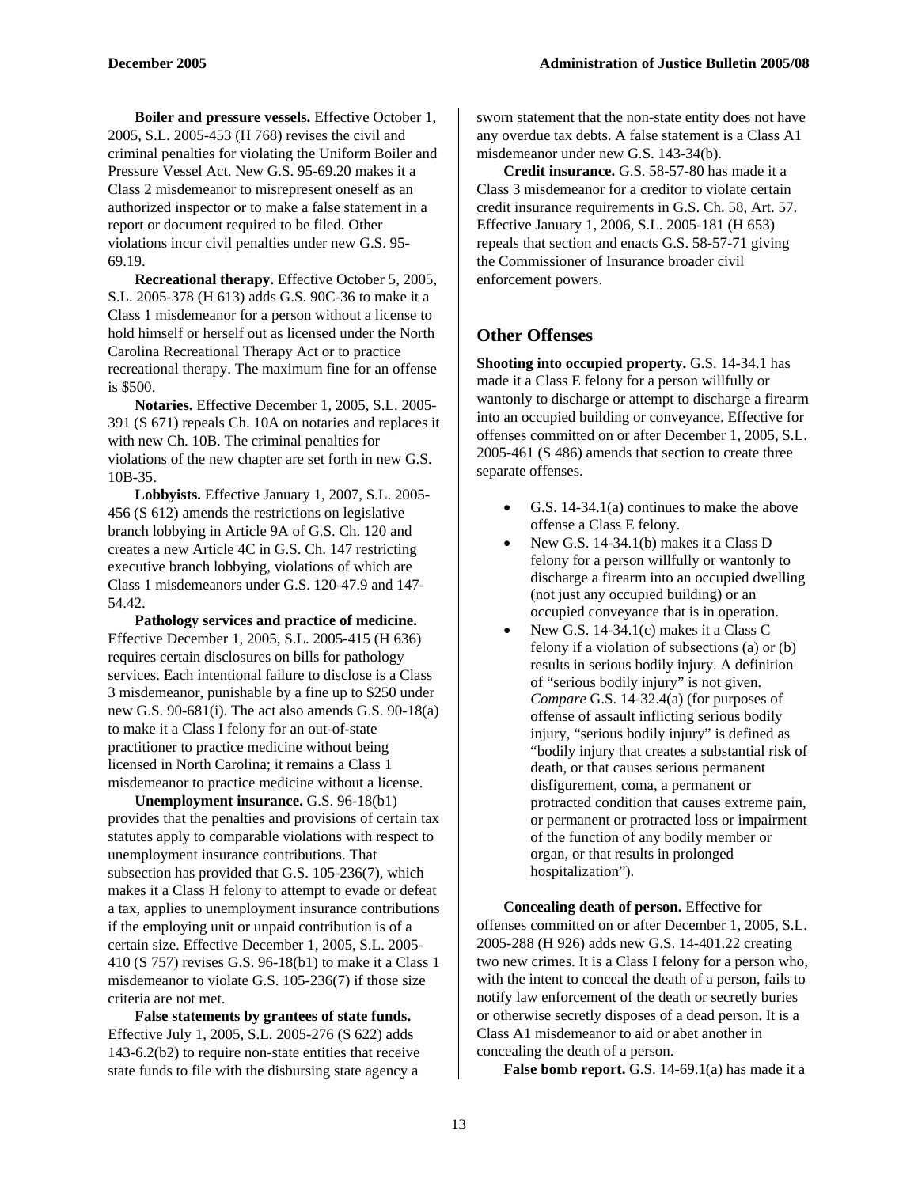**Boiler and pressure vessels.** Effective October 1, 2005, S.L. 2005-453 (H 768) revises the civil and criminal penalties for violating the Uniform Boiler and Pressure Vessel Act. New G.S. 95-69.20 makes it a Class 2 misdemeanor to misrepresent oneself as an authorized inspector or to make a false statement in a report or document required to be filed. Other violations incur civil penalties under new G.S. 95-69.19.

**Recreational therapy.** Effective October 5, 2005, S.L. 2005-378 (H 613) adds G.S. 90C-36 to make it a Class 1 misdemeanor for a person without a license to hold himself or herself out as licensed under the North Carolina Recreational Therapy Act or to practice recreational therapy. The maximum fine for an offense is $500.

**Notaries.** Effective December 1, 2005, S.L. 2005-391 (S 671) repeals Ch. 10A on notaries and replaces it with new Ch. 10B. The criminal penalties for violations of the new chapter are set forth in new G.S. 10B-35.

**Lobbyists.** Effective January 1, 2007, S.L. 2005-456 (S 612) amends the restrictions on legislative branch lobbying in Article 9A of G.S. Ch. 120 and creates a new Article 4C in G.S. Ch. 147 restricting executive branch lobbying, violations of which are Class 1 misdemeanors under G.S. 120-47.9 and 147-54.42.

**Pathology services and practice of medicine.** Effective December 1, 2005, S.L. 2005-415 (H 636) requires certain disclosures on bills for pathology services. Each intentional failure to disclose is a Class 3 misdemeanor, punishable by a fine up to $250 under new G.S. 90-681(i). The act also amends G.S. 90-18(a) to make it a Class I felony for an out-of-state practitioner to practice medicine without being licensed in North Carolina; it remains a Class 1 misdemeanor to practice medicine without a license.

**Unemployment insurance.** G.S. 96-18(b1) provides that the penalties and provisions of certain tax statutes apply to comparable violations with respect to unemployment insurance contributions. That subsection has provided that G.S. 105-236(7), which makes it a Class H felony to attempt to evade or defeat a tax, applies to unemployment insurance contributions if the employing unit or unpaid contribution is of a certain size. Effective December 1, 2005, S.L. 2005-410 (S 757) revises G.S. 96-18(b1) to make it a Class 1 misdemeanor to violate G.S. 105-236(7) if those size criteria are not met.

**False statements by grantees of state funds.** Effective July 1, 2005, S.L. 2005-276 (S 622) adds 143-6.2(b2) to require non-state entities that receive state funds to file with the disbursing state agency a sworn statement that the non-state entity does not have any overdue tax debts. A false statement is a Class A1 misdemeanor under new G.S. 143-34(b).

**Credit insurance.** G.S. 58-57-80 has made it a Class 3 misdemeanor for a creditor to violate certain credit insurance requirements in G.S. Ch. 58, Art. 57. Effective January 1, 2006, S.L. 2005-181 (H 653) repeals that section and enacts G.S. 58-57-71 giving the Commissioner of Insurance broader civil enforcement powers.

## Other Offenses

**Shooting into occupied property.** G.S. 14-34.1 has made it a Class E felony for a person willfully or wantonly to discharge or attempt to discharge a firearm into an occupied building or conveyance. Effective for offenses committed on or after December 1, 2005, S.L. 2005-461 (S 486) amends that section to create three separate offenses.

- G.S. 14-34.1(a) continues to make the above offense a Class E felony.
- New G.S. 14-34.1(b) makes it a Class D felony for a person willfully or wantonly to discharge a firearm into an occupied dwelling (not just any occupied building) or an occupied conveyance that is in operation.
- New G.S. 14-34.1(c) makes it a Class C felony if a violation of subsections (a) or (b) results in serious bodily injury. A definition of "serious bodily injury" is not given. *Compare* G.S. 14-32.4(a) (for purposes of offense of assault inflicting serious bodily injury, "serious bodily injury" is defined as "bodily injury that creates a substantial risk of death, or that causes serious permanent disfigurement, coma, a permanent or protracted condition that causes extreme pain, or permanent or protracted loss or impairment of the function of any bodily member or organ, or that results in prolonged hospitalization").

**Concealing death of person.** Effective for offenses committed on or after December 1, 2005, S.L. 2005-288 (H 926) adds new G.S. 14-401.22 creating two new crimes. It is a Class I felony for a person who, with the intent to conceal the death of a person, fails to notify law enforcement of the death or secretly buries or otherwise secretly disposes of a dead person. It is a Class A1 misdemeanor to aid or abet another in concealing the death of a person.

**False bomb report.** G.S. 14-69.1(a) has made it a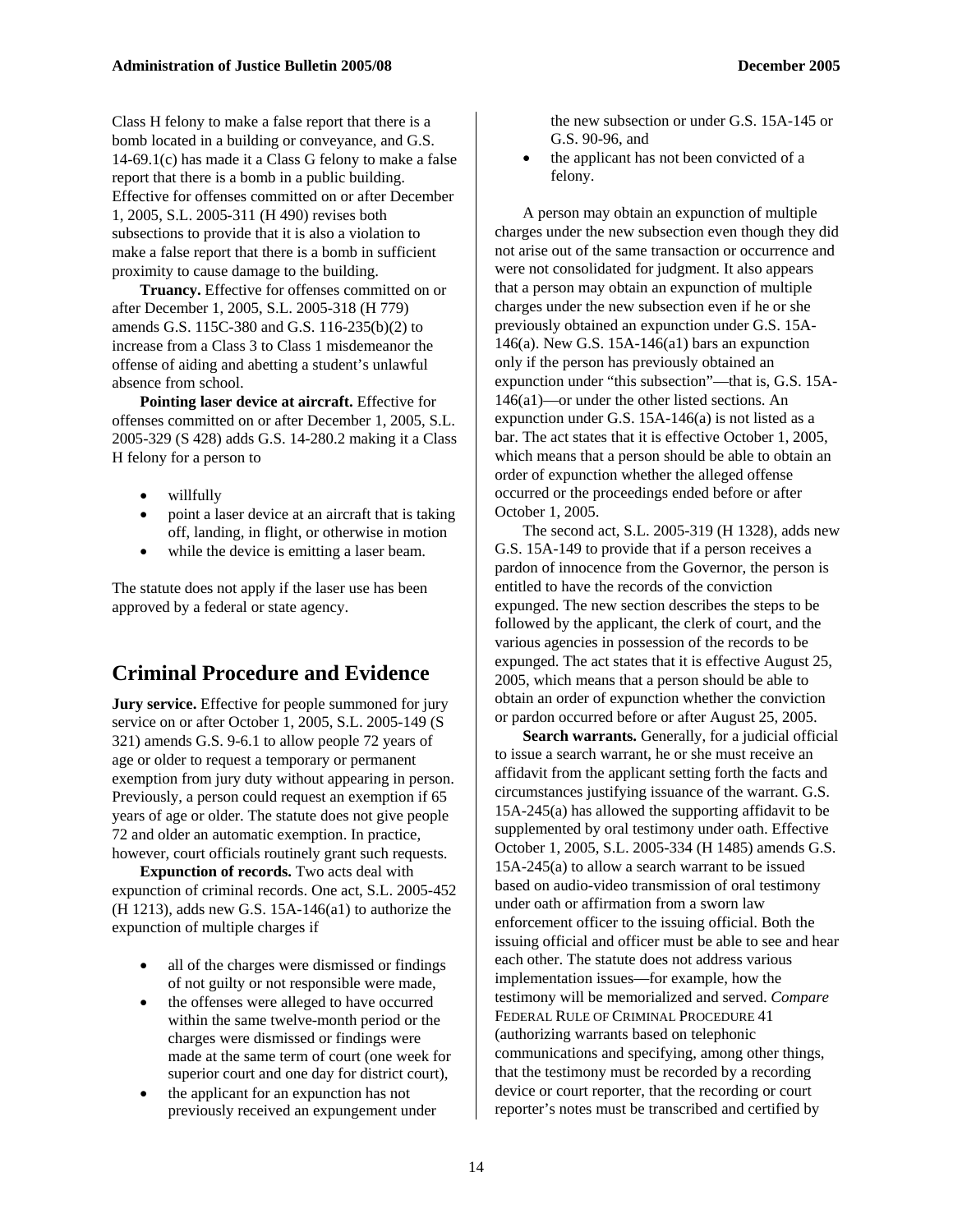Class H felony to make a false report that there is a bomb located in a building or conveyance, and G.S. 14-69.1(c) has made it a Class G felony to make a false report that there is a bomb in a public building. Effective for offenses committed on or after December 1, 2005, S.L. 2005-311 (H 490) revises both subsections to provide that it is also a violation to make a false report that there is a bomb in sufficient proximity to cause damage to the building.

**Truancy.** Effective for offenses committed on or after December 1, 2005, S.L. 2005-318 (H 779) amends G.S. 115C-380 and G.S. 116-235(b)(2) to increase from a Class 3 to Class 1 misdemeanor the offense of aiding and abetting a student's unlawful absence from school.

**Pointing laser device at aircraft.** Effective for offenses committed on or after December 1, 2005, S.L. 2005-329 (S 428) adds G.S. 14-280.2 making it a Class H felony for a person to

- willfully
- point a laser device at an aircraft that is taking off, landing, in flight, or otherwise in motion
- while the device is emitting a laser beam.

The statute does not apply if the laser use has been approved by a federal or state agency.

## Criminal Procedure and Evidence

**Jury service.** Effective for people summoned for jury service on or after October 1, 2005, S.L. 2005-149 (S 321) amends G.S. 9-6.1 to allow people 72 years of age or older to request a temporary or permanent exemption from jury duty without appearing in person. Previously, a person could request an exemption if 65 years of age or older. The statute does not give people 72 and older an automatic exemption. In practice, however, court officials routinely grant such requests.

**Expunction of records.** Two acts deal with expunction of criminal records. One act, S.L. 2005-452 (H 1213), adds new G.S. 15A-146(a1) to authorize the expunction of multiple charges if

- all of the charges were dismissed or findings of not guilty or not responsible were made,
- the offenses were alleged to have occurred within the same twelve-month period or the charges were dismissed or findings were made at the same term of court (one week for superior court and one day for district court),
- the applicant for an expunction has not previously received an expungement under the new subsection or under G.S. 15A-145 or G.S. 90-96, and
- the applicant has not been convicted of a felony.

A person may obtain an expunction of multiple charges under the new subsection even though they did not arise out of the same transaction or occurrence and were not consolidated for judgment. It also appears that a person may obtain an expunction of multiple charges under the new subsection even if he or she previously obtained an expunction under G.S. 15A-146(a). New G.S. 15A-146(a1) bars an expunction only if the person has previously obtained an expunction under "this subsection"—that is, G.S. 15A-146(a1)—or under the other listed sections. An expunction under G.S. 15A-146(a) is not listed as a bar. The act states that it is effective October 1, 2005, which means that a person should be able to obtain an order of expunction whether the alleged offense occurred or the proceedings ended before or after October 1, 2005.

The second act, S.L. 2005-319 (H 1328), adds new G.S. 15A-149 to provide that if a person receives a pardon of innocence from the Governor, the person is entitled to have the records of the conviction expunged. The new section describes the steps to be followed by the applicant, the clerk of court, and the various agencies in possession of the records to be expunged. The act states that it is effective August 25, 2005, which means that a person should be able to obtain an order of expunction whether the conviction or pardon occurred before or after August 25, 2005.

**Search warrants.** Generally, for a judicial official to issue a search warrant, he or she must receive an affidavit from the applicant setting forth the facts and circumstances justifying issuance of the warrant. G.S. 15A-245(a) has allowed the supporting affidavit to be supplemented by oral testimony under oath. Effective October 1, 2005, S.L. 2005-334 (H 1485) amends G.S. 15A-245(a) to allow a search warrant to be issued based on audio-video transmission of oral testimony under oath or affirmation from a sworn law enforcement officer to the issuing official. Both the issuing official and officer must be able to see and hear each other. The statute does not address various implementation issues—for example, how the testimony will be memorialized and served. *Compare* FEDERAL RULE OF CRIMINAL PROCEDURE 41 (authorizing warrants based on telephonic communications and specifying, among other things, that the testimony must be recorded by a recording device or court reporter, that the recording or court reporter's notes must be transcribed and certified by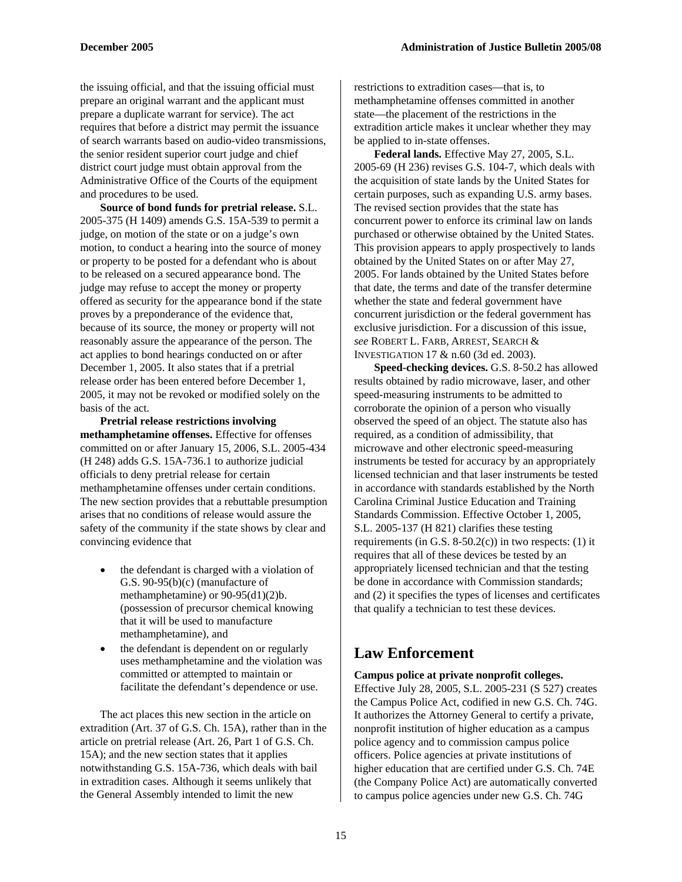the issuing official, and that the issuing official must prepare an original warrant and the applicant must prepare a duplicate warrant for service). The act requires that before a district may permit the issuance of search warrants based on audio-video transmissions, the senior resident superior court judge and chief district court judge must obtain approval from the Administrative Office of the Courts of the equipment and procedures to be used.

**Source of bond funds for pretrial release.** S.L. 2005-375 (H 1409) amends G.S. 15A-539 to permit a judge, on motion of the state or on a judge's own motion, to conduct a hearing into the source of money or property to be posted for a defendant who is about to be released on a secured appearance bond. The judge may refuse to accept the money or property offered as security for the appearance bond if the state proves by a preponderance of the evidence that, because of its source, the money or property will not reasonably assure the appearance of the person. The act applies to bond hearings conducted on or after December 1, 2005. It also states that if a pretrial release order has been entered before December 1, 2005, it may not be revoked or modified solely on the basis of the act.

**Pretrial release restrictions involving methamphetamine offenses.** Effective for offenses committed on or after January 15, 2006, S.L. 2005-434 (H 248) adds G.S. 15A-736.1 to authorize judicial officials to deny pretrial release for certain methamphetamine offenses under certain conditions. The new section provides that a rebuttable presumption arises that no conditions of release would assure the safety of the community if the state shows by clear and convincing evidence that

- the defendant is charged with a violation of G.S. 90-95(b)(c) (manufacture of methamphetamine) or 90-95(d1)(2)b. (possession of precursor chemical knowing that it will be used to manufacture methamphetamine), and
- the defendant is dependent on or regularly uses methamphetamine and the violation was committed or attempted to maintain or facilitate the defendant's dependence or use.

The act places this new section in the article on extradition (Art. 37 of G.S. Ch. 15A), rather than in the article on pretrial release (Art. 26, Part 1 of G.S. Ch. 15A); and the new section states that it applies notwithstanding G.S. 15A-736, which deals with bail in extradition cases. Although it seems unlikely that the General Assembly intended to limit the new restrictions to extradition cases—that is, to methamphetamine offenses committed in another state—the placement of the restrictions in the extradition article makes it unclear whether they may be applied to in-state offenses.

**Federal lands.** Effective May 27, 2005, S.L. 2005-69 (H 236) revises G.S. 104-7, which deals with the acquisition of state lands by the United States for certain purposes, such as expanding U.S. army bases. The revised section provides that the state has concurrent power to enforce its criminal law on lands purchased or otherwise obtained by the United States. This provision appears to apply prospectively to lands obtained by the United States on or after May 27, 2005. For lands obtained by the United States before that date, the terms and date of the transfer determine whether the state and federal government have concurrent jurisdiction or the federal government has exclusive jurisdiction. For a discussion of this issue, *see* ROBERT L. FARB, ARREST, SEARCH & INVESTIGATION 17 & n.60 (3d ed. 2003).

**Speed-checking devices.** G.S. 8-50.2 has allowed results obtained by radio microwave, laser, and other speed-measuring instruments to be admitted to corroborate the opinion of a person who visually observed the speed of an object. The statute also has required, as a condition of admissibility, that microwave and other electronic speed-measuring instruments be tested for accuracy by an appropriately licensed technician and that laser instruments be tested in accordance with standards established by the North Carolina Criminal Justice Education and Training Standards Commission. Effective October 1, 2005, S.L. 2005-137 (H 821) clarifies these testing requirements (in G.S. 8-50.2(c)) in two respects: (1) it requires that all of these devices be tested by an appropriately licensed technician and that the testing be done in accordance with Commission standards; and (2) it specifies the types of licenses and certificates that qualify a technician to test these devices.

## Law Enforcement

**Campus police at private nonprofit colleges.** Effective July 28, 2005, S.L. 2005-231 (S 527) creates the Campus Police Act, codified in new G.S. Ch. 74G. It authorizes the Attorney General to certify a private, nonprofit institution of higher education as a campus police agency and to commission campus police officers. Police agencies at private institutions of higher education that are certified under G.S. Ch. 74E (the Company Police Act) are automatically converted to campus police agencies under new G.S. Ch. 74G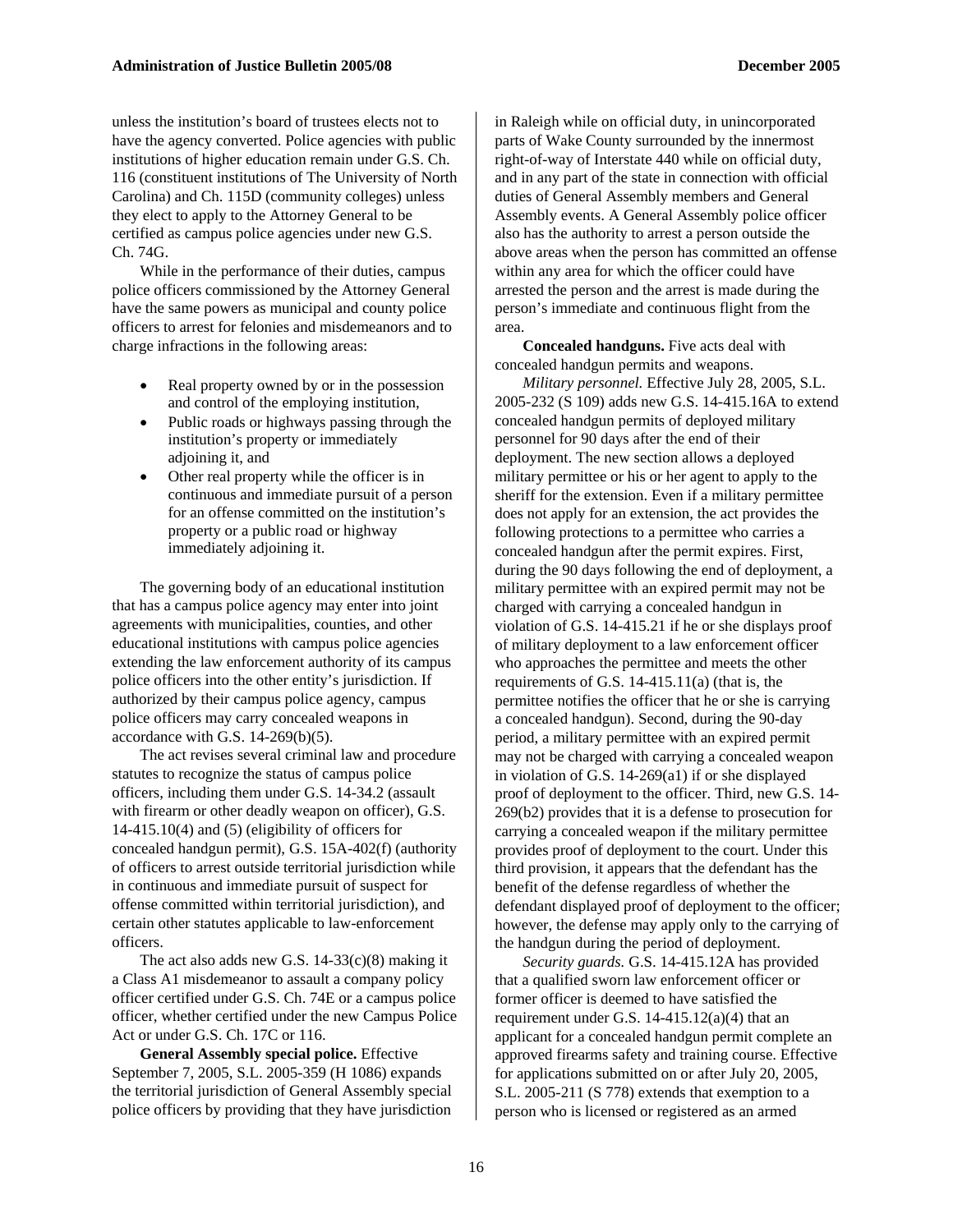unless the institution's board of trustees elects not to have the agency converted. Police agencies with public institutions of higher education remain under G.S. Ch. 116 (constituent institutions of The University of North Carolina) and Ch. 115D (community colleges) unless they elect to apply to the Attorney General to be certified as campus police agencies under new G.S. Ch. 74G.

While in the performance of their duties, campus police officers commissioned by the Attorney General have the same powers as municipal and county police officers to arrest for felonies and misdemeanors and to charge infractions in the following areas:

- Real property owned by or in the possession and control of the employing institution,
- Public roads or highways passing through the institution's property or immediately adjoining it, and
- Other real property while the officer is in continuous and immediate pursuit of a person for an offense committed on the institution's property or a public road or highway immediately adjoining it.

The governing body of an educational institution that has a campus police agency may enter into joint agreements with municipalities, counties, and other educational institutions with campus police agencies extending the law enforcement authority of its campus police officers into the other entity's jurisdiction. If authorized by their campus police agency, campus police officers may carry concealed weapons in accordance with G.S. 14-269(b)(5).

The act revises several criminal law and procedure statutes to recognize the status of campus police officers, including them under G.S. 14-34.2 (assault with firearm or other deadly weapon on officer), G.S. 14-415.10(4) and (5) (eligibility of officers for concealed handgun permit), G.S. 15A-402(f) (authority of officers to arrest outside territorial jurisdiction while in continuous and immediate pursuit of suspect for offense committed within territorial jurisdiction), and certain other statutes applicable to law-enforcement officers.

The act also adds new G.S. 14-33(c)(8) making it a Class A1 misdemeanor to assault a company policy officer certified under G.S. Ch. 74E or a campus police officer, whether certified under the new Campus Police Act or under G.S. Ch. 17C or 116.

**General Assembly special police.** Effective September 7, 2005, S.L. 2005-359 (H 1086) expands the territorial jurisdiction of General Assembly special police officers by providing that they have jurisdiction in Raleigh while on official duty, in unincorporated parts of Wake County surrounded by the innermost right-of-way of Interstate 440 while on official duty, and in any part of the state in connection with official duties of General Assembly members and General Assembly events. A General Assembly police officer also has the authority to arrest a person outside the above areas when the person has committed an offense within any area for which the officer could have arrested the person and the arrest is made during the person's immediate and continuous flight from the area.

**Concealed handguns.** Five acts deal with concealed handgun permits and weapons.

*Military personnel.* Effective July 28, 2005, S.L. 2005-232 (S 109) adds new G.S. 14-415.16A to extend concealed handgun permits of deployed military personnel for 90 days after the end of their deployment. The new section allows a deployed military permittee or his or her agent to apply to the sheriff for the extension. Even if a military permittee does not apply for an extension, the act provides the following protections to a permittee who carries a concealed handgun after the permit expires. First, during the 90 days following the end of deployment, a military permittee with an expired permit may not be charged with carrying a concealed handgun in violation of G.S. 14-415.21 if he or she displays proof of military deployment to a law enforcement officer who approaches the permittee and meets the other requirements of G.S. 14-415.11(a) (that is, the permittee notifies the officer that he or she is carrying a concealed handgun). Second, during the 90-day period, a military permittee with an expired permit may not be charged with carrying a concealed weapon in violation of G.S. 14-269(a1) if or she displayed proof of deployment to the officer. Third, new G.S. 14-269(b2) provides that it is a defense to prosecution for carrying a concealed weapon if the military permittee provides proof of deployment to the court. Under this third provision, it appears that the defendant has the benefit of the defense regardless of whether the defendant displayed proof of deployment to the officer; however, the defense may apply only to the carrying of the handgun during the period of deployment.

*Security guards.* G.S. 14-415.12A has provided that a qualified sworn law enforcement officer or former officer is deemed to have satisfied the requirement under G.S. 14-415.12(a)(4) that an applicant for a concealed handgun permit complete an approved firearms safety and training course. Effective for applications submitted on or after July 20, 2005, S.L. 2005-211 (S 778) extends that exemption to a person who is licensed or registered as an armed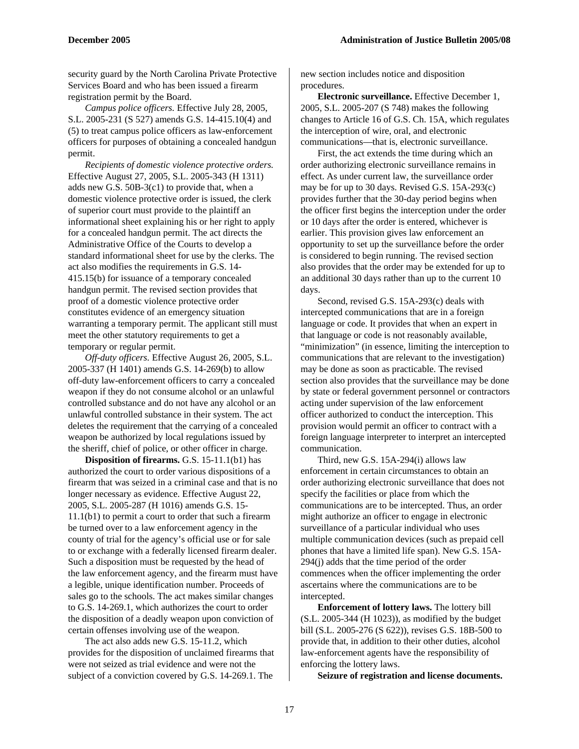security guard by the North Carolina Private Protective Services Board and who has been issued a firearm registration permit by the Board.

*Campus police officers.* Effective July 28, 2005, S.L. 2005-231 (S 527) amends G.S. 14-415.10(4) and (5) to treat campus police officers as law-enforcement officers for purposes of obtaining a concealed handgun permit.

*Recipients of domestic violence protective orders.* Effective August 27, 2005, S.L. 2005-343 (H 1311) adds new G.S. 50B-3(c1) to provide that, when a domestic violence protective order is issued, the clerk of superior court must provide to the plaintiff an informational sheet explaining his or her right to apply for a concealed handgun permit. The act directs the Administrative Office of the Courts to develop a standard informational sheet for use by the clerks. The act also modifies the requirements in G.S. 14-415.15(b) for issuance of a temporary concealed handgun permit. The revised section provides that proof of a domestic violence protective order constitutes evidence of an emergency situation warranting a temporary permit. The applicant still must meet the other statutory requirements to get a temporary or regular permit.

*Off-duty officers.* Effective August 26, 2005, S.L. 2005-337 (H 1401) amends G.S. 14-269(b) to allow off-duty law-enforcement officers to carry a concealed weapon if they do not consume alcohol or an unlawful controlled substance and do not have any alcohol or an unlawful controlled substance in their system. The act deletes the requirement that the carrying of a concealed weapon be authorized by local regulations issued by the sheriff, chief of police, or other officer in charge.

**Disposition of firearms.** G.S. 15-11.1(b1) has authorized the court to order various dispositions of a firearm that was seized in a criminal case and that is no longer necessary as evidence. Effective August 22, 2005, S.L. 2005-287 (H 1016) amends G.S. 15-11.1(b1) to permit a court to order that such a firearm be turned over to a law enforcement agency in the county of trial for the agency's official use or for sale to or exchange with a federally licensed firearm dealer. Such a disposition must be requested by the head of the law enforcement agency, and the firearm must have a legible, unique identification number. Proceeds of sales go to the schools. The act makes similar changes to G.S. 14-269.1, which authorizes the court to order the disposition of a deadly weapon upon conviction of certain offenses involving use of the weapon.

The act also adds new G.S. 15-11.2, which provides for the disposition of unclaimed firearms that were not seized as trial evidence and were not the subject of a conviction covered by G.S. 14-269.1. The new section includes notice and disposition procedures.

**Electronic surveillance.** Effective December 1, 2005, S.L. 2005-207 (S 748) makes the following changes to Article 16 of G.S. Ch. 15A, which regulates the interception of wire, oral, and electronic communications—that is, electronic surveillance.

First, the act extends the time during which an order authorizing electronic surveillance remains in effect. As under current law, the surveillance order may be for up to 30 days. Revised G.S. 15A-293(c) provides further that the 30-day period begins when the officer first begins the interception under the order or 10 days after the order is entered, whichever is earlier. This provision gives law enforcement an opportunity to set up the surveillance before the order is considered to begin running. The revised section also provides that the order may be extended for up to an additional 30 days rather than up to the current 10 days.

Second, revised G.S. 15A-293(c) deals with intercepted communications that are in a foreign language or code. It provides that when an expert in that language or code is not reasonably available, "minimization" (in essence, limiting the interception to communications that are relevant to the investigation) may be done as soon as practicable. The revised section also provides that the surveillance may be done by state or federal government personnel or contractors acting under supervision of the law enforcement officer authorized to conduct the interception. This provision would permit an officer to contract with a foreign language interpreter to interpret an intercepted communication.

Third, new G.S. 15A-294(i) allows law enforcement in certain circumstances to obtain an order authorizing electronic surveillance that does not specify the facilities or place from which the communications are to be intercepted. Thus, an order might authorize an officer to engage in electronic surveillance of a particular individual who uses multiple communication devices (such as prepaid cell phones that have a limited life span). New G.S. 15A-294(j) adds that the time period of the order commences when the officer implementing the order ascertains where the communications are to be intercepted.

**Enforcement of lottery laws.** The lottery bill (S.L. 2005-344 (H 1023)), as modified by the budget bill (S.L. 2005-276 (S 622)), revises G.S. 18B-500 to provide that, in addition to their other duties, alcohol law-enforcement agents have the responsibility of enforcing the lottery laws.

**Seizure of registration and license documents.**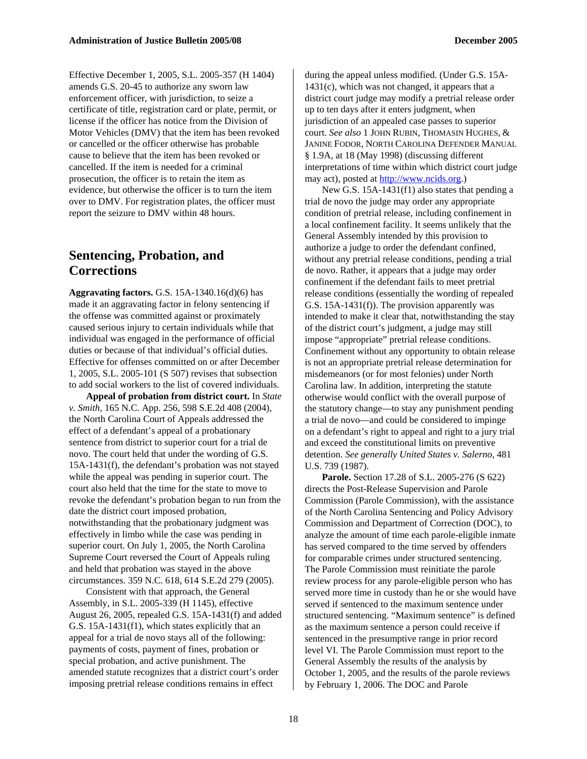Effective December 1, 2005, S.L. 2005-357 (H 1404) amends G.S. 20-45 to authorize any sworn law enforcement officer, with jurisdiction, to seize a certificate of title, registration card or plate, permit, or license if the officer has notice from the Division of Motor Vehicles (DMV) that the item has been revoked or cancelled or the officer otherwise has probable cause to believe that the item has been revoked or cancelled. If the item is needed for a criminal prosecution, the officer is to retain the item as evidence, but otherwise the officer is to turn the item over to DMV. For registration plates, the officer must report the seizure to DMV within 48 hours.

## Sentencing, Probation, and Corrections

**Aggravating factors.** G.S. 15A-1340.16(d)(6) has made it an aggravating factor in felony sentencing if the offense was committed against or proximately caused serious injury to certain individuals while that individual was engaged in the performance of official duties or because of that individual's official duties. Effective for offenses committed on or after December 1, 2005, S.L. 2005-101 (S 507) revises that subsection to add social workers to the list of covered individuals.

**Appeal of probation from district court.** In *State v. Smith,* 165 N.C. App. 256, 598 S.E.2d 408 (2004), the North Carolina Court of Appeals addressed the effect of a defendant's appeal of a probationary sentence from district to superior court for a trial de novo. The court held that under the wording of G.S. 15A-1431(f), the defendant's probation was not stayed while the appeal was pending in superior court. The court also held that the time for the state to move to revoke the defendant's probation began to run from the date the district court imposed probation, notwithstanding that the probationary judgment was effectively in limbo while the case was pending in superior court. On July 1, 2005, the North Carolina Supreme Court reversed the Court of Appeals ruling and held that probation was stayed in the above circumstances. 359 N.C. 618, 614 S.E.2d 279 (2005).

Consistent with that approach, the General Assembly, in S.L. 2005-339 (H 1145), effective August 26, 2005, repealed G.S. 15A-1431(f) and added G.S. 15A-1431(f1), which states explicitly that an appeal for a trial de novo stays all of the following: payments of costs, payment of fines, probation or special probation, and active punishment. The amended statute recognizes that a district court's order imposing pretrial release conditions remains in effect during the appeal unless modified. (Under G.S. 15A-1431(c), which was not changed, it appears that a district court judge may modify a pretrial release order up to ten days after it enters judgment, when jurisdiction of an appealed case passes to superior court. *See also* 1 JOHN RUBIN, THOMASIN HUGHES, & JANINE FODOR, NORTH CAROLINA DEFENDER MANUAL § 1.9A, at 18 (May 1998) (discussing different interpretations of time within which district court judge may act), posted at http://www.ncids.org.)

New G.S. 15A-1431(f1) also states that pending a trial de novo the judge may order any appropriate condition of pretrial release, including confinement in a local confinement facility. It seems unlikely that the General Assembly intended by this provision to authorize a judge to order the defendant confined, without any pretrial release conditions, pending a trial de novo. Rather, it appears that a judge may order confinement if the defendant fails to meet pretrial release conditions (essentially the wording of repealed G.S. 15A-1431(f)). The provision apparently was intended to make it clear that, notwithstanding the stay of the district court's judgment, a judge may still impose "appropriate" pretrial release conditions. Confinement without any opportunity to obtain release is not an appropriate pretrial release determination for misdemeanors (or for most felonies) under North Carolina law. In addition, interpreting the statute otherwise would conflict with the overall purpose of the statutory change—to stay any punishment pending a trial de novo—and could be considered to impinge on a defendant's right to appeal and right to a jury trial and exceed the constitutional limits on preventive detention. *See generally United States v. Salerno,* 481 U.S. 739 (1987).

**Parole.** Section 17.28 of S.L. 2005-276 (S 622) directs the Post-Release Supervision and Parole Commission (Parole Commission), with the assistance of the North Carolina Sentencing and Policy Advisory Commission and Department of Correction (DOC), to analyze the amount of time each parole-eligible inmate has served compared to the time served by offenders for comparable crimes under structured sentencing. The Parole Commission must reinitiate the parole review process for any parole-eligible person who has served more time in custody than he or she would have served if sentenced to the maximum sentence under structured sentencing. "Maximum sentence" is defined as the maximum sentence a person could receive if sentenced in the presumptive range in prior record level VI. The Parole Commission must report to the General Assembly the results of the analysis by October 1, 2005, and the results of the parole reviews by February 1, 2006. The DOC and Parole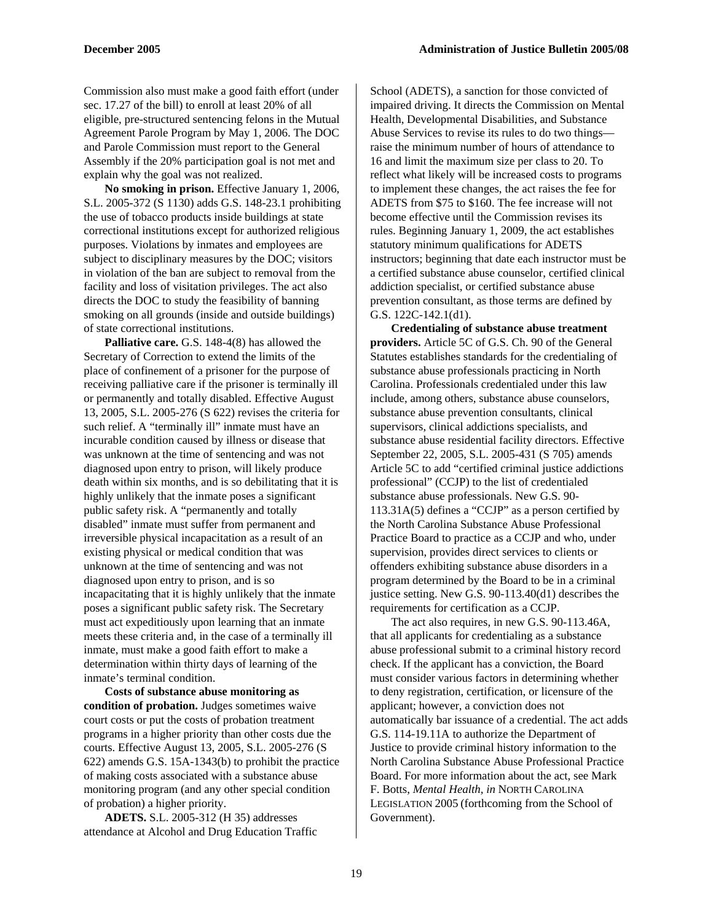Commission also must make a good faith effort (under sec. 17.27 of the bill) to enroll at least 20% of all eligible, pre-structured sentencing felons in the Mutual Agreement Parole Program by May 1, 2006. The DOC and Parole Commission must report to the General Assembly if the 20% participation goal is not met and explain why the goal was not realized.

**No smoking in prison.** Effective January 1, 2006, S.L. 2005-372 (S 1130) adds G.S. 148-23.1 prohibiting the use of tobacco products inside buildings at state correctional institutions except for authorized religious purposes. Violations by inmates and employees are subject to disciplinary measures by the DOC; visitors in violation of the ban are subject to removal from the facility and loss of visitation privileges. The act also directs the DOC to study the feasibility of banning smoking on all grounds (inside and outside buildings) of state correctional institutions.

**Palliative care.** G.S. 148-4(8) has allowed the Secretary of Correction to extend the limits of the place of confinement of a prisoner for the purpose of receiving palliative care if the prisoner is terminally ill or permanently and totally disabled. Effective August 13, 2005, S.L. 2005-276 (S 622) revises the criteria for such relief. A "terminally ill" inmate must have an incurable condition caused by illness or disease that was unknown at the time of sentencing and was not diagnosed upon entry to prison, will likely produce death within six months, and is so debilitating that it is highly unlikely that the inmate poses a significant public safety risk. A "permanently and totally disabled" inmate must suffer from permanent and irreversible physical incapacitation as a result of an existing physical or medical condition that was unknown at the time of sentencing and was not diagnosed upon entry to prison, and is so incapacitating that it is highly unlikely that the inmate poses a significant public safety risk. The Secretary must act expeditiously upon learning that an inmate meets these criteria and, in the case of a terminally ill inmate, must make a good faith effort to make a determination within thirty days of learning of the inmate's terminal condition.

**Costs of substance abuse monitoring as condition of probation.** Judges sometimes waive court costs or put the costs of probation treatment programs in a higher priority than other costs due the courts. Effective August 13, 2005, S.L. 2005-276 (S 622) amends G.S. 15A-1343(b) to prohibit the practice of making costs associated with a substance abuse monitoring program (and any other special condition of probation) a higher priority.

**ADETS.** S.L. 2005-312 (H 35) addresses attendance at Alcohol and Drug Education Traffic School (ADETS), a sanction for those convicted of impaired driving. It directs the Commission on Mental Health, Developmental Disabilities, and Substance Abuse Services to revise its rules to do two things—raise the minimum number of hours of attendance to 16 and limit the maximum size per class to 20. To reflect what likely will be increased costs to programs to implement these changes, the act raises the fee for ADETS from $75 to $160. The fee increase will not become effective until the Commission revises its rules. Beginning January 1, 2009, the act establishes statutory minimum qualifications for ADETS instructors; beginning that date each instructor must be a certified substance abuse counselor, certified clinical addiction specialist, or certified substance abuse prevention consultant, as those terms are defined by G.S. 122C-142.1(d1).

**Credentialing of substance abuse treatment providers.** Article 5C of G.S. Ch. 90 of the General Statutes establishes standards for the credentialing of substance abuse professionals practicing in North Carolina. Professionals credentialed under this law include, among others, substance abuse counselors, substance abuse prevention consultants, clinical supervisors, clinical addictions specialists, and substance abuse residential facility directors. Effective September 22, 2005, S.L. 2005-431 (S 705) amends Article 5C to add "certified criminal justice addictions professional" (CCJP) to the list of credentialed substance abuse professionals. New G.S. 90-113.31A(5) defines a "CCJP" as a person certified by the North Carolina Substance Abuse Professional Practice Board to practice as a CCJP and who, under supervision, provides direct services to clients or offenders exhibiting substance abuse disorders in a program determined by the Board to be in a criminal justice setting. New G.S. 90-113.40(d1) describes the requirements for certification as a CCJP.

The act also requires, in new G.S. 90-113.46A, that all applicants for credentialing as a substance abuse professional submit to a criminal history record check. If the applicant has a conviction, the Board must consider various factors in determining whether to deny registration, certification, or licensure of the applicant; however, a conviction does not automatically bar issuance of a credential. The act adds G.S. 114-19.11A to authorize the Department of Justice to provide criminal history information to the North Carolina Substance Abuse Professional Practice Board. For more information about the act, see Mark F. Botts, *Mental Health*, *in* NORTH CAROLINA LEGISLATION 2005 (forthcoming from the School of Government).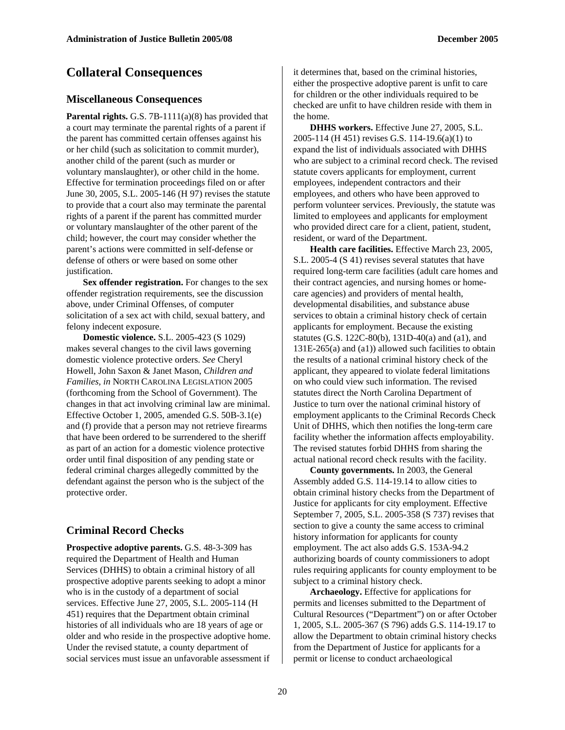## Collateral Consequences

### Miscellaneous Consequences

**Parental rights.** G.S. 7B-1111(a)(8) has provided that a court may terminate the parental rights of a parent if the parent has committed certain offenses against his or her child (such as solicitation to commit murder), another child of the parent (such as murder or voluntary manslaughter), or other child in the home. Effective for termination proceedings filed on or after June 30, 2005, S.L. 2005-146 (H 97) revises the statute to provide that a court also may terminate the parental rights of a parent if the parent has committed murder or voluntary manslaughter of the other parent of the child; however, the court may consider whether the parent's actions were committed in self-defense or defense of others or were based on some other justification.

**Sex offender registration.** For changes to the sex offender registration requirements, see the discussion above, under Criminal Offenses, of computer solicitation of a sex act with child, sexual battery, and felony indecent exposure.

**Domestic violence.** S.L. 2005-423 (S 1029) makes several changes to the civil laws governing domestic violence protective orders. *See* Cheryl Howell, John Saxon & Janet Mason, *Children and Families, in* NORTH CAROLINA LEGISLATION 2005 (forthcoming from the School of Government). The changes in that act involving criminal law are minimal. Effective October 1, 2005, amended G.S. 50B-3.1(e) and (f) provide that a person may not retrieve firearms that have been ordered to be surrendered to the sheriff as part of an action for a domestic violence protective order until final disposition of any pending state or federal criminal charges allegedly committed by the defendant against the person who is the subject of the protective order.

## Criminal Record Checks

**Prospective adoptive parents.** G.S. 48-3-309 has required the Department of Health and Human Services (DHHS) to obtain a criminal history of all prospective adoptive parents seeking to adopt a minor who is in the custody of a department of social services. Effective June 27, 2005, S.L. 2005-114 (H 451) requires that the Department obtain criminal histories of all individuals who are 18 years of age or older and who reside in the prospective adoptive home. Under the revised statute, a county department of social services must issue an unfavorable assessment if it determines that, based on the criminal histories, either the prospective adoptive parent is unfit to care for children or the other individuals required to be checked are unfit to have children reside with them in the home.

**DHHS workers.** Effective June 27, 2005, S.L. 2005-114 (H 451) revises G.S. 114-19.6(a)(1) to expand the list of individuals associated with DHHS who are subject to a criminal record check. The revised statute covers applicants for employment, current employees, independent contractors and their employees, and others who have been approved to perform volunteer services. Previously, the statute was limited to employees and applicants for employment who provided direct care for a client, patient, student, resident, or ward of the Department.

**Health care facilities.** Effective March 23, 2005, S.L. 2005-4 (S 41) revises several statutes that have required long-term care facilities (adult care homes and their contract agencies, and nursing homes or home-care agencies) and providers of mental health, developmental disabilities, and substance abuse services to obtain a criminal history check of certain applicants for employment. Because the existing statutes (G.S. 122C-80(b), 131D-40(a) and (a1), and 131E-265(a) and (a1)) allowed such facilities to obtain the results of a national criminal history check of the applicant, they appeared to violate federal limitations on who could view such information. The revised statutes direct the North Carolina Department of Justice to turn over the national criminal history of employment applicants to the Criminal Records Check Unit of DHHS, which then notifies the long-term care facility whether the information affects employability. The revised statutes forbid DHHS from sharing the actual national record check results with the facility.

**County governments.** In 2003, the General Assembly added G.S. 114-19.14 to allow cities to obtain criminal history checks from the Department of Justice for applicants for city employment. Effective September 7, 2005, S.L. 2005-358 (S 737) revises that section to give a county the same access to criminal history information for applicants for county employment. The act also adds G.S. 153A-94.2 authorizing boards of county commissioners to adopt rules requiring applicants for county employment to be subject to a criminal history check.

**Archaeology.** Effective for applications for permits and licenses submitted to the Department of Cultural Resources ("Department") on or after October 1, 2005, S.L. 2005-367 (S 796) adds G.S. 114-19.17 to allow the Department to obtain criminal history checks from the Department of Justice for applicants for a permit or license to conduct archaeological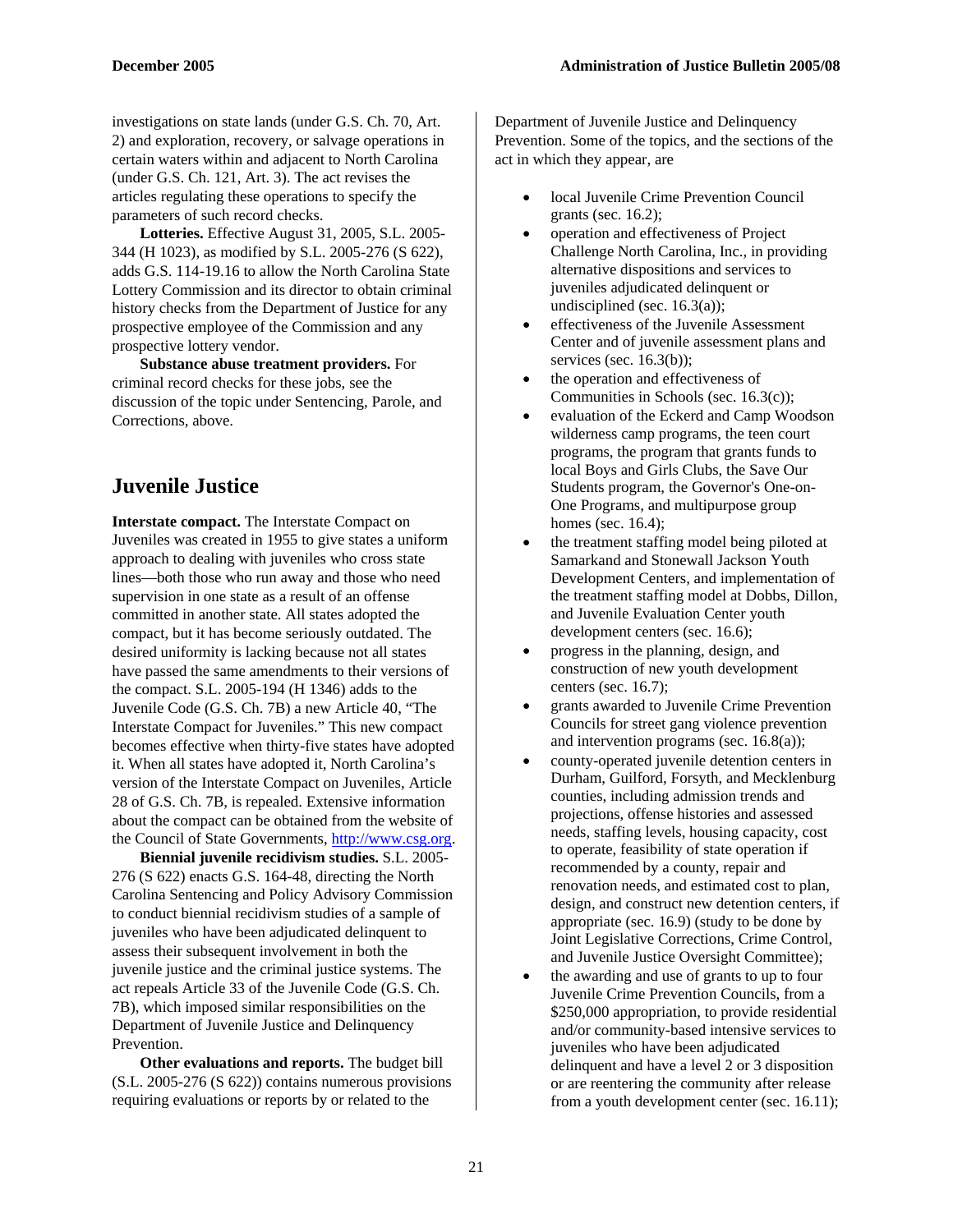investigations on state lands (under G.S. Ch. 70, Art. 2) and exploration, recovery, or salvage operations in certain waters within and adjacent to North Carolina (under G.S. Ch. 121, Art. 3). The act revises the articles regulating these operations to specify the parameters of such record checks.

**Lotteries.** Effective August 31, 2005, S.L. 2005-344 (H 1023), as modified by S.L. 2005-276 (S 622), adds G.S. 114-19.16 to allow the North Carolina State Lottery Commission and its director to obtain criminal history checks from the Department of Justice for any prospective employee of the Commission and any prospective lottery vendor.

**Substance abuse treatment providers.** For criminal record checks for these jobs, see the discussion of the topic under Sentencing, Parole, and Corrections, above.

## Juvenile Justice

**Interstate compact.** The Interstate Compact on Juveniles was created in 1955 to give states a uniform approach to dealing with juveniles who cross state lines—both those who run away and those who need supervision in one state as a result of an offense committed in another state. All states adopted the compact, but it has become seriously outdated. The desired uniformity is lacking because not all states have passed the same amendments to their versions of the compact. S.L. 2005-194 (H 1346) adds to the Juvenile Code (G.S. Ch. 7B) a new Article 40, "The Interstate Compact for Juveniles." This new compact becomes effective when thirty-five states have adopted it. When all states have adopted it, North Carolina's version of the Interstate Compact on Juveniles, Article 28 of G.S. Ch. 7B, is repealed. Extensive information about the compact can be obtained from the website of the Council of State Governments, http://www.csg.org.

**Biennial juvenile recidivism studies.** S.L. 2005-276 (S 622) enacts G.S. 164-48, directing the North Carolina Sentencing and Policy Advisory Commission to conduct biennial recidivism studies of a sample of juveniles who have been adjudicated delinquent to assess their subsequent involvement in both the juvenile justice and the criminal justice systems. The act repeals Article 33 of the Juvenile Code (G.S. Ch. 7B), which imposed similar responsibilities on the Department of Juvenile Justice and Delinquency Prevention.

**Other evaluations and reports.** The budget bill (S.L. 2005-276 (S 622)) contains numerous provisions requiring evaluations or reports by or related to the Department of Juvenile Justice and Delinquency Prevention. Some of the topics, and the sections of the act in which they appear, are

- local Juvenile Crime Prevention Council grants (sec. 16.2);
- operation and effectiveness of Project Challenge North Carolina, Inc., in providing alternative dispositions and services to juveniles adjudicated delinquent or undisciplined (sec. 16.3(a));
- effectiveness of the Juvenile Assessment Center and of juvenile assessment plans and services (sec. 16.3(b));
- the operation and effectiveness of Communities in Schools (sec. 16.3(c));
- evaluation of the Eckerd and Camp Woodson wilderness camp programs, the teen court programs, the program that grants funds to local Boys and Girls Clubs, the Save Our Students program, the Governor's One-on-One Programs, and multipurpose group homes (sec. 16.4);
- the treatment staffing model being piloted at Samarkand and Stonewall Jackson Youth Development Centers, and implementation of the treatment staffing model at Dobbs, Dillon, and Juvenile Evaluation Center youth development centers (sec. 16.6);
- progress in the planning, design, and construction of new youth development centers (sec. 16.7);
- grants awarded to Juvenile Crime Prevention Councils for street gang violence prevention and intervention programs (sec. 16.8(a));
- county-operated juvenile detention centers in Durham, Guilford, Forsyth, and Mecklenburg counties, including admission trends and projections, offense histories and assessed needs, staffing levels, housing capacity, cost to operate, feasibility of state operation if recommended by a county, repair and renovation needs, and estimated cost to plan, design, and construct new detention centers, if appropriate (sec. 16.9) (study to be done by Joint Legislative Corrections, Crime Control, and Juvenile Justice Oversight Committee);
- the awarding and use of grants to up to four Juvenile Crime Prevention Councils, from a $250,000 appropriation, to provide residential and/or community-based intensive services to juveniles who have been adjudicated delinquent and have a level 2 or 3 disposition or are reentering the community after release from a youth development center (sec. 16.11);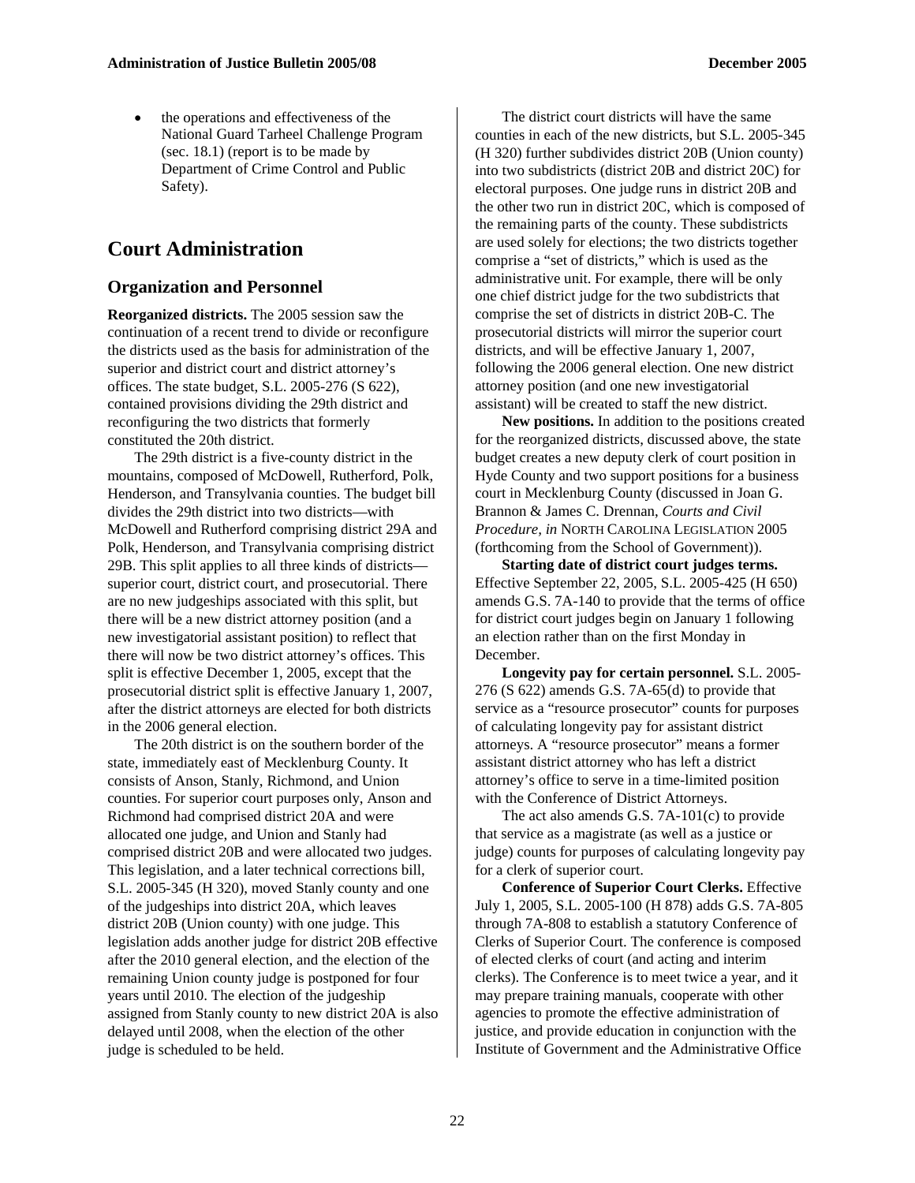- the operations and effectiveness of the National Guard Tarheel Challenge Program (sec. 18.1) (report is to be made by Department of Crime Control and Public Safety).

# Court Administration

## Organization and Personnel

**Reorganized districts.** The 2005 session saw the continuation of a recent trend to divide or reconfigure the districts used as the basis for administration of the superior and district court and district attorney's offices. The state budget, S.L. 2005-276 (S 622), contained provisions dividing the 29th district and reconfiguring the two districts that formerly constituted the 20th district.

The 29th district is a five-county district in the mountains, composed of McDowell, Rutherford, Polk, Henderson, and Transylvania counties. The budget bill divides the 29th district into two districts—with McDowell and Rutherford comprising district 29A and Polk, Henderson, and Transylvania comprising district 29B. This split applies to all three kinds of districts—superior court, district court, and prosecutorial. There are no new judgeships associated with this split, but there will be a new district attorney position (and a new investigatorial assistant position) to reflect that there will now be two district attorney's offices. This split is effective December 1, 2005, except that the prosecutorial district split is effective January 1, 2007, after the district attorneys are elected for both districts in the 2006 general election.

The 20th district is on the southern border of the state, immediately east of Mecklenburg County. It consists of Anson, Stanly, Richmond, and Union counties. For superior court purposes only, Anson and Richmond had comprised district 20A and were allocated one judge, and Union and Stanly had comprised district 20B and were allocated two judges. This legislation, and a later technical corrections bill, S.L. 2005-345 (H 320), moved Stanly county and one of the judgeships into district 20A, which leaves district 20B (Union county) with one judge. This legislation adds another judge for district 20B effective after the 2010 general election, and the election of the remaining Union county judge is postponed for four years until 2010. The election of the judgeship assigned from Stanly county to new district 20A is also delayed until 2008, when the election of the other judge is scheduled to be held.

The district court districts will have the same counties in each of the new districts, but S.L. 2005-345 (H 320) further subdivides district 20B (Union county) into two subdistricts (district 20B and district 20C) for electoral purposes. One judge runs in district 20B and the other two run in district 20C, which is composed of the remaining parts of the county. These subdistricts are used solely for elections; the two districts together comprise a "set of districts," which is used as the administrative unit. For example, there will be only one chief district judge for the two subdistricts that comprise the set of districts in district 20B-C. The prosecutorial districts will mirror the superior court districts, and will be effective January 1, 2007, following the 2006 general election. One new district attorney position (and one new investigatorial assistant) will be created to staff the new district.

**New positions.** In addition to the positions created for the reorganized districts, discussed above, the state budget creates a new deputy clerk of court position in Hyde County and two support positions for a business court in Mecklenburg County (discussed in Joan G. Brannon & James C. Drennan, *Courts and Civil Procedure, in* NORTH CAROLINA LEGISLATION 2005 (forthcoming from the School of Government)).

**Starting date of district court judges terms.** Effective September 22, 2005, S.L. 2005-425 (H 650) amends G.S. 7A-140 to provide that the terms of office for district court judges begin on January 1 following an election rather than on the first Monday in December.

**Longevity pay for certain personnel.** S.L. 2005-276 (S 622) amends G.S. 7A-65(d) to provide that service as a "resource prosecutor" counts for purposes of calculating longevity pay for assistant district attorneys. A "resource prosecutor" means a former assistant district attorney who has left a district attorney's office to serve in a time-limited position with the Conference of District Attorneys.

The act also amends G.S. 7A-101(c) to provide that service as a magistrate (as well as a justice or judge) counts for purposes of calculating longevity pay for a clerk of superior court.

**Conference of Superior Court Clerks.** Effective July 1, 2005, S.L. 2005-100 (H 878) adds G.S. 7A-805 through 7A-808 to establish a statutory Conference of Clerks of Superior Court. The conference is composed of elected clerks of court (and acting and interim clerks). The Conference is to meet twice a year, and it may prepare training manuals, cooperate with other agencies to promote the effective administration of justice, and provide education in conjunction with the Institute of Government and the Administrative Office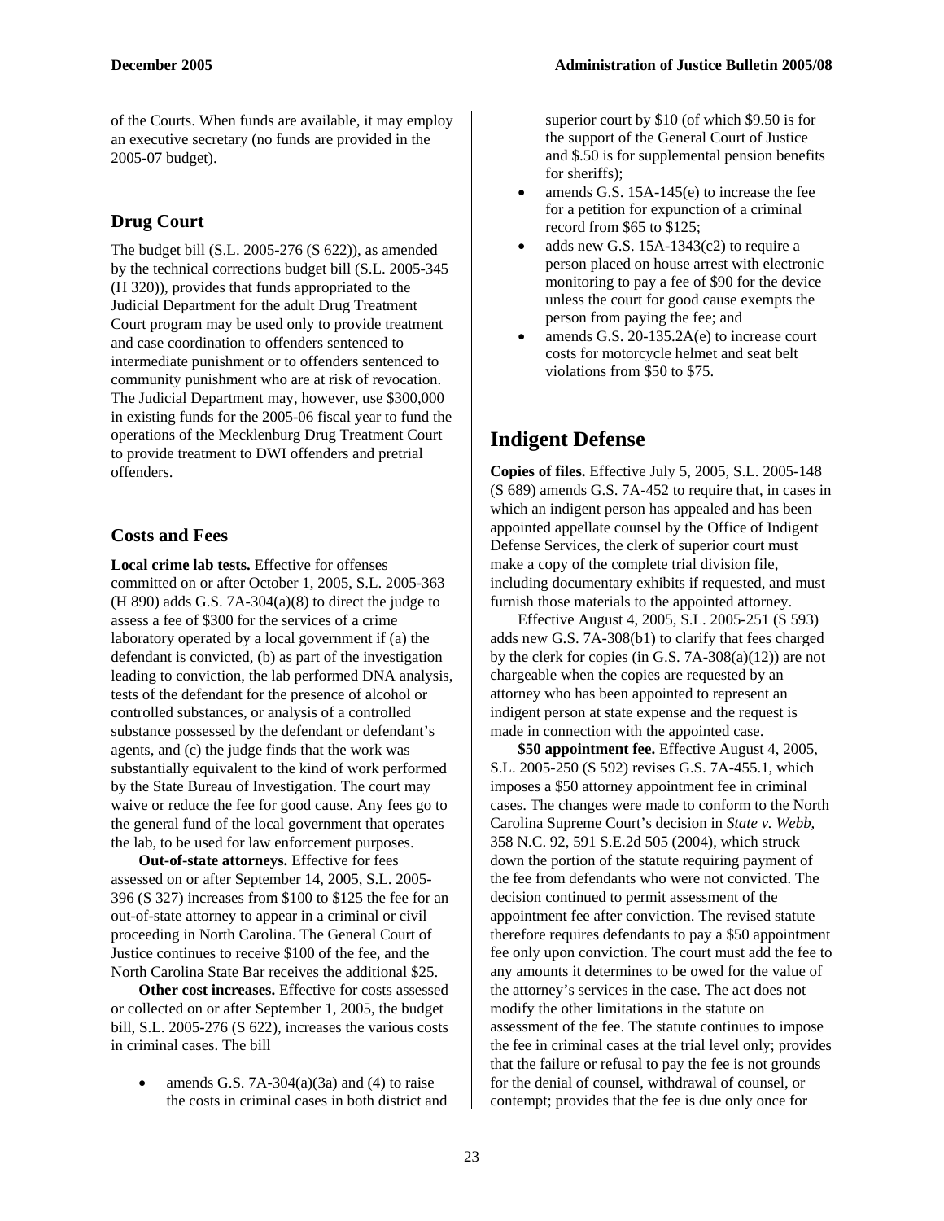of the Courts. When funds are available, it may employ an executive secretary (no funds are provided in the 2005-07 budget).

## Drug Court

The budget bill (S.L. 2005-276 (S 622)), as amended by the technical corrections budget bill (S.L. 2005-345 (H 320)), provides that funds appropriated to the Judicial Department for the adult Drug Treatment Court program may be used only to provide treatment and case coordination to offenders sentenced to intermediate punishment or to offenders sentenced to community punishment who are at risk of revocation. The Judicial Department may, however, use $300,000 in existing funds for the 2005-06 fiscal year to fund the operations of the Mecklenburg Drug Treatment Court to provide treatment to DWI offenders and pretrial offenders.

## Costs and Fees

**Local crime lab tests.** Effective for offenses committed on or after October 1, 2005, S.L. 2005-363 (H 890) adds G.S. 7A-304(a)(8) to direct the judge to assess a fee of $300 for the services of a crime laboratory operated by a local government if (a) the defendant is convicted, (b) as part of the investigation leading to conviction, the lab performed DNA analysis, tests of the defendant for the presence of alcohol or controlled substances, or analysis of a controlled substance possessed by the defendant or defendant's agents, and (c) the judge finds that the work was substantially equivalent to the kind of work performed by the State Bureau of Investigation. The court may waive or reduce the fee for good cause. Any fees go to the general fund of the local government that operates the lab, to be used for law enforcement purposes.

**Out-of-state attorneys.** Effective for fees assessed on or after September 14, 2005, S.L. 2005-396 (S 327) increases from $100 to $125 the fee for an out-of-state attorney to appear in a criminal or civil proceeding in North Carolina. The General Court of Justice continues to receive $100 of the fee, and the North Carolina State Bar receives the additional $25.

**Other cost increases.** Effective for costs assessed or collected on or after September 1, 2005, the budget bill, S.L. 2005-276 (S 622), increases the various costs in criminal cases. The bill

- amends G.S. 7A-304(a)(3a) and (4) to raise the costs in criminal cases in both district and superior court by $10 (of which $9.50 is for the support of the General Court of Justice and $.50 is for supplemental pension benefits for sheriffs);
- amends G.S. 15A-145(e) to increase the fee for a petition for expunction of a criminal record from $65 to $125;
- adds new G.S. 15A-1343(c2) to require a person placed on house arrest with electronic monitoring to pay a fee of $90 for the device unless the court for good cause exempts the person from paying the fee; and
- amends G.S. 20-135.2A(e) to increase court costs for motorcycle helmet and seat belt violations from $50 to $75.

# Indigent Defense

**Copies of files.** Effective July 5, 2005, S.L. 2005-148 (S 689) amends G.S. 7A-452 to require that, in cases in which an indigent person has appealed and has been appointed appellate counsel by the Office of Indigent Defense Services, the clerk of superior court must make a copy of the complete trial division file, including documentary exhibits if requested, and must furnish those materials to the appointed attorney.

Effective August 4, 2005, S.L. 2005-251 (S 593) adds new G.S. 7A-308(b1) to clarify that fees charged by the clerk for copies (in G.S. 7A-308(a)(12)) are not chargeable when the copies are requested by an attorney who has been appointed to represent an indigent person at state expense and the request is made in connection with the appointed case.

**$50 appointment fee.** Effective August 4, 2005, S.L. 2005-250 (S 592) revises G.S. 7A-455.1, which imposes a $50 attorney appointment fee in criminal cases. The changes were made to conform to the North Carolina Supreme Court's decision in *State v. Webb,* 358 N.C. 92, 591 S.E.2d 505 (2004), which struck down the portion of the statute requiring payment of the fee from defendants who were not convicted. The decision continued to permit assessment of the appointment fee after conviction. The revised statute therefore requires defendants to pay a $50 appointment fee only upon conviction. The court must add the fee to any amounts it determines to be owed for the value of the attorney's services in the case. The act does not modify the other limitations in the statute on assessment of the fee. The statute continues to impose the fee in criminal cases at the trial level only; provides that the failure or refusal to pay the fee is not grounds for the denial of counsel, withdrawal of counsel, or contempt; provides that the fee is due only once for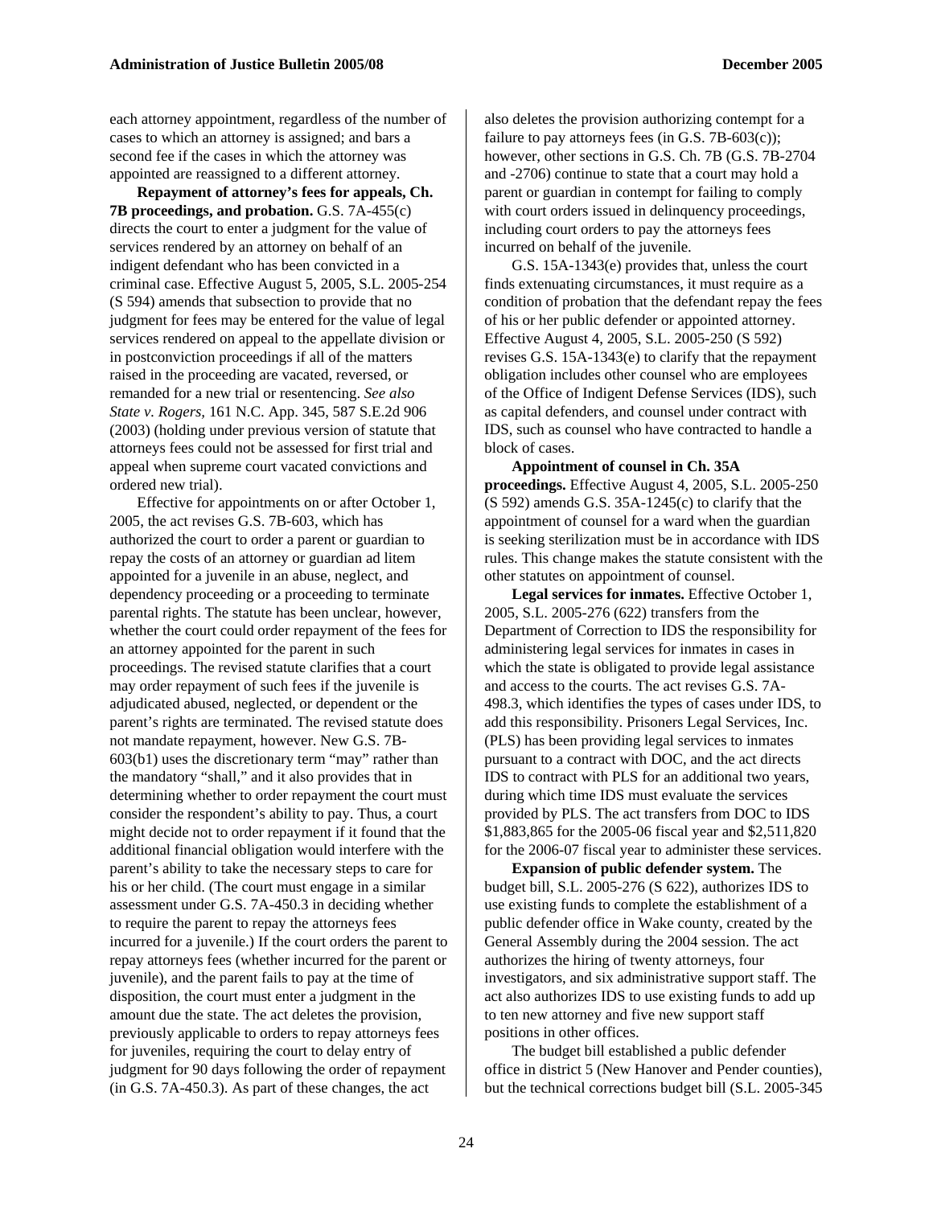each attorney appointment, regardless of the number of cases to which an attorney is assigned; and bars a second fee if the cases in which the attorney was appointed are reassigned to a different attorney.

**Repayment of attorney's fees for appeals, Ch. 7B proceedings, and probation.** G.S. 7A-455(c) directs the court to enter a judgment for the value of services rendered by an attorney on behalf of an indigent defendant who has been convicted in a criminal case. Effective August 5, 2005, S.L. 2005-254 (S 594) amends that subsection to provide that no judgment for fees may be entered for the value of legal services rendered on appeal to the appellate division or in postconviction proceedings if all of the matters raised in the proceeding are vacated, reversed, or remanded for a new trial or resentencing. *See also State v. Rogers*, 161 N.C. App. 345, 587 S.E.2d 906 (2003) (holding under previous version of statute that attorneys fees could not be assessed for first trial and appeal when supreme court vacated convictions and ordered new trial).

Effective for appointments on or after October 1, 2005, the act revises G.S. 7B-603, which has authorized the court to order a parent or guardian to repay the costs of an attorney or guardian ad litem appointed for a juvenile in an abuse, neglect, and dependency proceeding or a proceeding to terminate parental rights. The statute has been unclear, however, whether the court could order repayment of the fees for an attorney appointed for the parent in such proceedings. The revised statute clarifies that a court may order repayment of such fees if the juvenile is adjudicated abused, neglected, or dependent or the parent's rights are terminated. The revised statute does not mandate repayment, however. New G.S. 7B-603(b1) uses the discretionary term "may" rather than the mandatory "shall," and it also provides that in determining whether to order repayment the court must consider the respondent's ability to pay. Thus, a court might decide not to order repayment if it found that the additional financial obligation would interfere with the parent's ability to take the necessary steps to care for his or her child. (The court must engage in a similar assessment under G.S. 7A-450.3 in deciding whether to require the parent to repay the attorneys fees incurred for a juvenile.) If the court orders the parent to repay attorneys fees (whether incurred for the parent or juvenile), and the parent fails to pay at the time of disposition, the court must enter a judgment in the amount due the state. The act deletes the provision, previously applicable to orders to repay attorneys fees for juveniles, requiring the court to delay entry of judgment for 90 days following the order of repayment (in G.S. 7A-450.3). As part of these changes, the act also deletes the provision authorizing contempt for a failure to pay attorneys fees (in G.S. 7B-603(c)); however, other sections in G.S. Ch. 7B (G.S. 7B-2704 and -2706) continue to state that a court may hold a parent or guardian in contempt for failing to comply with court orders issued in delinquency proceedings, including court orders to pay the attorneys fees incurred on behalf of the juvenile.

G.S. 15A-1343(e) provides that, unless the court finds extenuating circumstances, it must require as a condition of probation that the defendant repay the fees of his or her public defender or appointed attorney. Effective August 4, 2005, S.L. 2005-250 (S 592) revises G.S. 15A-1343(e) to clarify that the repayment obligation includes other counsel who are employees of the Office of Indigent Defense Services (IDS), such as capital defenders, and counsel under contract with IDS, such as counsel who have contracted to handle a block of cases.

**Appointment of counsel in Ch. 35A proceedings.** Effective August 4, 2005, S.L. 2005-250 (S 592) amends G.S. 35A-1245(c) to clarify that the appointment of counsel for a ward when the guardian is seeking sterilization must be in accordance with IDS rules. This change makes the statute consistent with the other statutes on appointment of counsel.

**Legal services for inmates.** Effective October 1, 2005, S.L. 2005-276 (622) transfers from the Department of Correction to IDS the responsibility for administering legal services for inmates in cases in which the state is obligated to provide legal assistance and access to the courts. The act revises G.S. 7A-498.3, which identifies the types of cases under IDS, to add this responsibility. Prisoners Legal Services, Inc. (PLS) has been providing legal services to inmates pursuant to a contract with DOC, and the act directs IDS to contract with PLS for an additional two years, during which time IDS must evaluate the services provided by PLS. The act transfers from DOC to IDS $1,883,865 for the 2005-06 fiscal year and $2,511,820 for the 2006-07 fiscal year to administer these services.

**Expansion of public defender system.** The budget bill, S.L. 2005-276 (S 622), authorizes IDS to use existing funds to complete the establishment of a public defender office in Wake county, created by the General Assembly during the 2004 session. The act authorizes the hiring of twenty attorneys, four investigators, and six administrative support staff. The act also authorizes IDS to use existing funds to add up to ten new attorney and five new support staff positions in other offices.

The budget bill established a public defender office in district 5 (New Hanover and Pender counties), but the technical corrections budget bill (S.L. 2005-345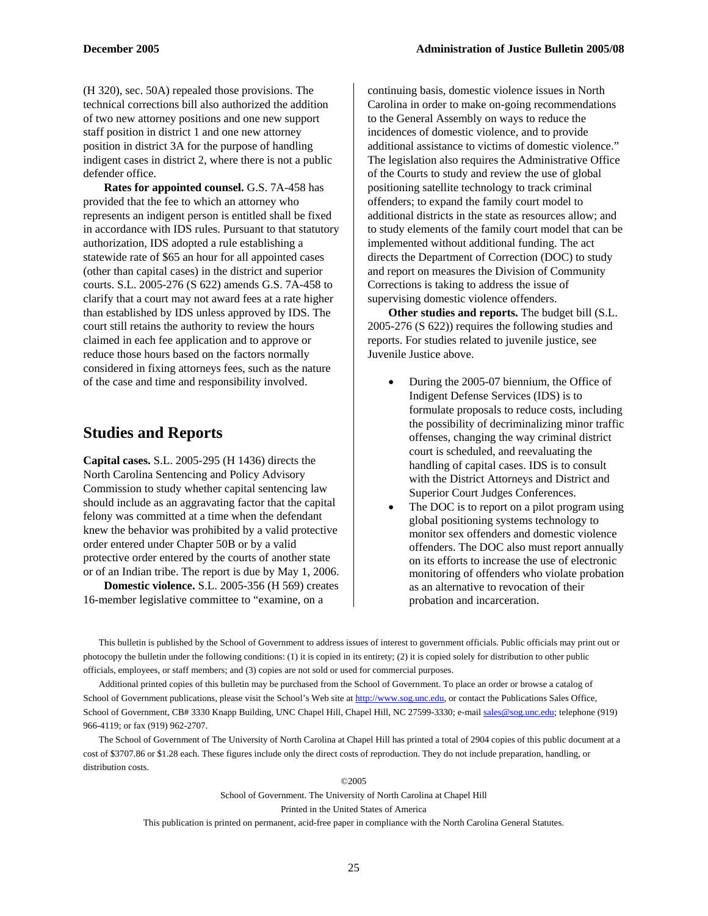(H 320), sec. 50A) repealed those provisions. The technical corrections bill also authorized the addition of two new attorney positions and one new support staff position in district 1 and one new attorney position in district 3A for the purpose of handling indigent cases in district 2, where there is not a public defender office.

**Rates for appointed counsel.** G.S. 7A-458 has provided that the fee to which an attorney who represents an indigent person is entitled shall be fixed in accordance with IDS rules. Pursuant to that statutory authorization, IDS adopted a rule establishing a statewide rate of $65 an hour for all appointed cases (other than capital cases) in the district and superior courts. S.L. 2005-276 (S 622) amends G.S. 7A-458 to clarify that a court may not award fees at a rate higher than established by IDS unless approved by IDS. The court still retains the authority to review the hours claimed in each fee application and to approve or reduce those hours based on the factors normally considered in fixing attorneys fees, such as the nature of the case and time and responsibility involved.

## Studies and Reports

**Capital cases.** S.L. 2005-295 (H 1436) directs the North Carolina Sentencing and Policy Advisory Commission to study whether capital sentencing law should include as an aggravating factor that the capital felony was committed at a time when the defendant knew the behavior was prohibited by a valid protective order entered under Chapter 50B or by a valid protective order entered by the courts of another state or of an Indian tribe. The report is due by May 1, 2006.

**Domestic violence.** S.L. 2005-356 (H 569) creates 16-member legislative committee to "examine, on a continuing basis, domestic violence issues in North Carolina in order to make on-going recommendations to the General Assembly on ways to reduce the incidences of domestic violence, and to provide additional assistance to victims of domestic violence." The legislation also requires the Administrative Office of the Courts to study and review the use of global positioning satellite technology to track criminal offenders; to expand the family court model to additional districts in the state as resources allow; and to study elements of the family court model that can be implemented without additional funding. The act directs the Department of Correction (DOC) to study and report on measures the Division of Community Corrections is taking to address the issue of supervising domestic violence offenders.

**Other studies and reports.** The budget bill (S.L. 2005-276 (S 622)) requires the following studies and reports. For studies related to juvenile justice, see Juvenile Justice above.

- During the 2005-07 biennium, the Office of Indigent Defense Services (IDS) is to formulate proposals to reduce costs, including the possibility of decriminalizing minor traffic offenses, changing the way criminal district court is scheduled, and reevaluating the handling of capital cases. IDS is to consult with the District Attorneys and District and Superior Court Judges Conferences.
- The DOC is to report on a pilot program using global positioning systems technology to monitor sex offenders and domestic violence offenders. The DOC also must report annually on its efforts to increase the use of electronic monitoring of offenders who violate probation as an alternative to revocation of their probation and incarceration.

This bulletin is published by the School of Government to address issues of interest to government officials. Public officials may print out or photocopy the bulletin under the following conditions: (1) it is copied in its entirety; (2) it is copied solely for distribution to other public officials, employees, or staff members; and (3) copies are not sold or used for commercial purposes.

Additional printed copies of this bulletin may be purchased from the School of Government. To place an order or browse a catalog of School of Government publications, please visit the School's Web site at http://www.sog.unc.edu, or contact the Publications Sales Office, School of Government, CB# 3330 Knapp Building, UNC Chapel Hill, Chapel Hill, NC 27599-3330; e-mail sales@sog.unc.edu; telephone (919) 966-4119; or fax (919) 962-2707.

The School of Government of The University of North Carolina at Chapel Hill has printed a total of 2904 copies of this public document at a cost of $3707.86 or $1.28 each. These figures include only the direct costs of reproduction. They do not include preparation, handling, or distribution costs.

©2005

School of Government. The University of North Carolina at Chapel Hill

Printed in the United States of America

This publication is printed on permanent, acid-free paper in compliance with the North Carolina General Statutes.